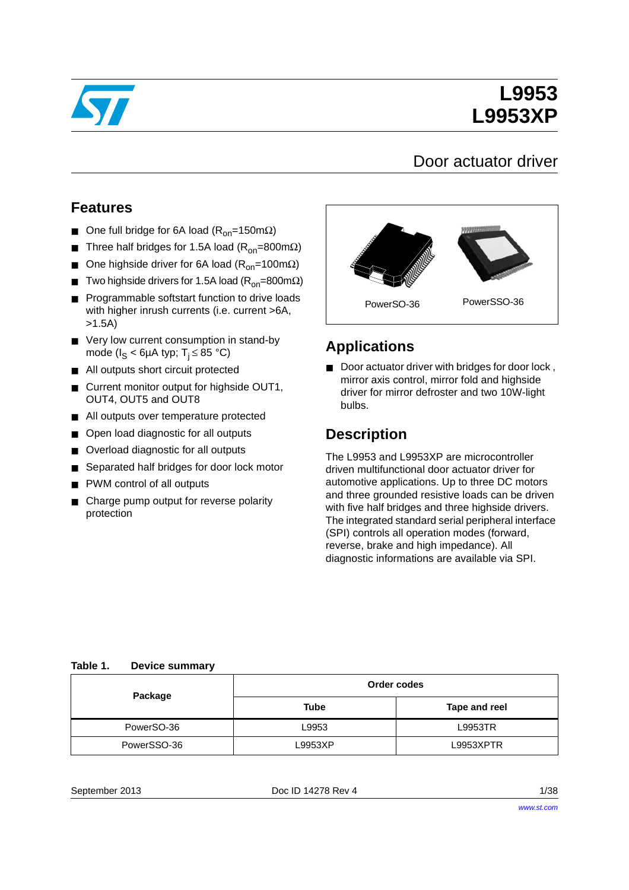# L9953
# L9953XP

## Door actuator driver

## Features

- One full bridge for 6A load ($R_{on}$=150mΩ)
- Three half bridges for 1.5A load ($R_{on}$=800mΩ)
- One highside driver for 6A load ($R_{on}$=100mΩ)
- Two highside drivers for 1.5A load ($R_{on}$=800mΩ)
- Programmable softstart function to drive loads with higher inrush currents (i.e. current >6A, >1.5A)
- Very low current consumption in stand-by mode ($I_S$ < 6µA typ; $T_j \leq$ 85 °C)
- All outputs short circuit protected
- Current monitor output for highside OUT1, OUT4, OUT5 and OUT8
- All outputs over temperature protected
- Open load diagnostic for all outputs
- Overload diagnostic for all outputs
- Separated half bridges for door lock motor
- PWM control of all outputs
- Charge pump output for reverse polarity protection

PowerSO-36 PowerSSO-36

## Applications

- Door actuator driver with bridges for door lock , mirror axis control, mirror fold and highside driver for mirror defroster and two 10W-light bulbs.

## Description

The L9953 and L9953XP are microcontroller driven multifunctional door actuator driver for automotive applications. Up to three DC motors and three grounded resistive loads can be driven with five half bridges and three highside drivers. The integrated standard serial peripheral interface (SPI) controls all operation modes (forward, reverse, brake and high impedance). All diagnostic informations are available via SPI.

**Table 1. Device summary**

| Package | Order codes | |
|---|---|---|
| | Tube | Tape and reel |
| PowerSO-36 | L9953 | L9953TR |
| PowerSSO-36 | L9953XP | L9953XPTR |

September 2013 Doc ID 14278 Rev 4

www.st.com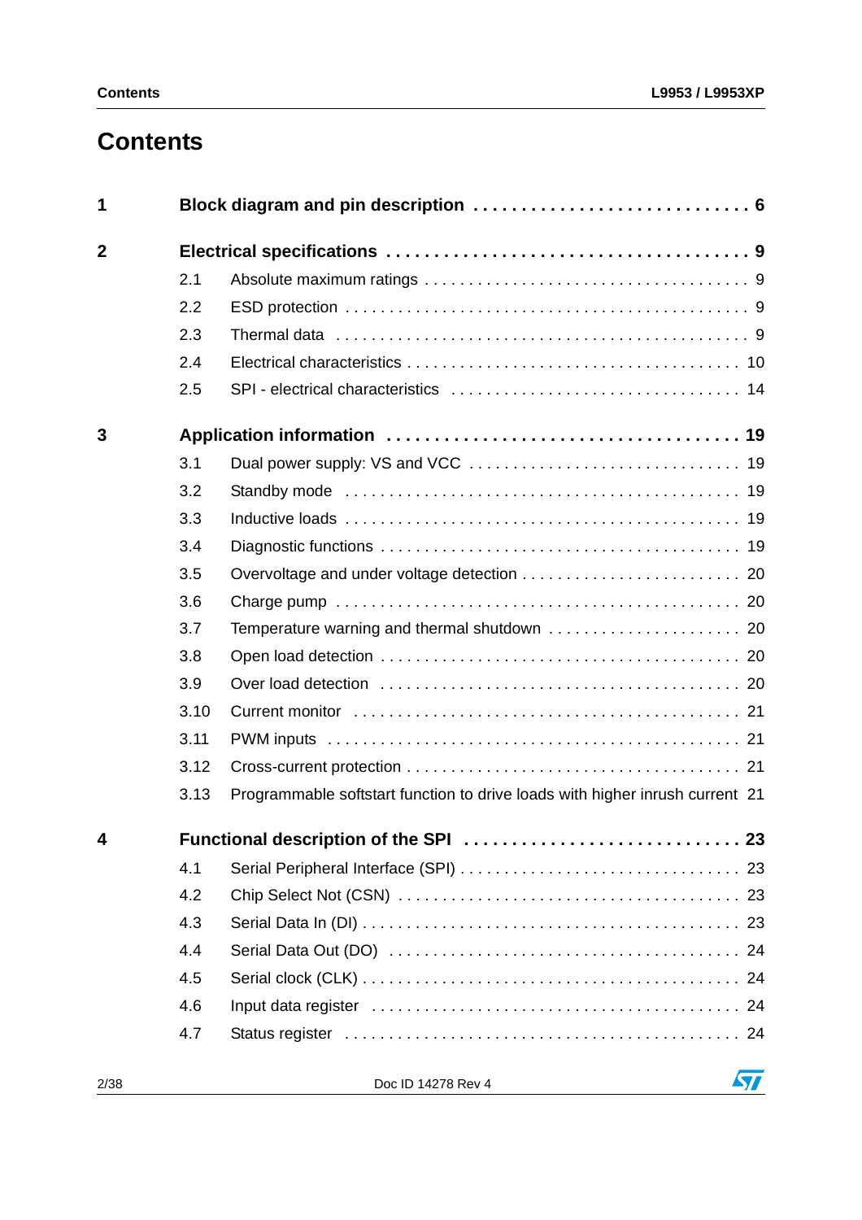# Contents

**1 Block diagram and pin description . . . . . . . . . . . . . . . . . . . . . . . . . . . 6**

**2 Electrical specifications . . . . . . . . . . . . . . . . . . . . . . . . . . . . . . . . . . . . 9**

- 2.1 Absolute maximum ratings . . . . . . . . . . . . . . . . . . . . . . . . . . . . . . . . . . 9
- 2.2 ESD protection . . . . . . . . . . . . . . . . . . . . . . . . . . . . . . . . . . . . . . . . . . 9
- 2.3 Thermal data . . . . . . . . . . . . . . . . . . . . . . . . . . . . . . . . . . . . . . . . . . . 9
- 2.4 Electrical characteristics . . . . . . . . . . . . . . . . . . . . . . . . . . . . . . . . . . 10
- 2.5 SPI - electrical characteristics . . . . . . . . . . . . . . . . . . . . . . . . . . . . . . . 14

**3 Application information . . . . . . . . . . . . . . . . . . . . . . . . . . . . . . . . . . . 19**

- 3.1 Dual power supply: VS and VCC . . . . . . . . . . . . . . . . . . . . . . . . . . . . . 19
- 3.2 Standby mode . . . . . . . . . . . . . . . . . . . . . . . . . . . . . . . . . . . . . . . . . . 19
- 3.3 Inductive loads . . . . . . . . . . . . . . . . . . . . . . . . . . . . . . . . . . . . . . . . . 19
- 3.4 Diagnostic functions . . . . . . . . . . . . . . . . . . . . . . . . . . . . . . . . . . . . . 19
- 3.5 Overvoltage and under voltage detection . . . . . . . . . . . . . . . . . . . . . . . 20
- 3.6 Charge pump . . . . . . . . . . . . . . . . . . . . . . . . . . . . . . . . . . . . . . . . . . 20
- 3.7 Temperature warning and thermal shutdown . . . . . . . . . . . . . . . . . . . . 20
- 3.8 Open load detection . . . . . . . . . . . . . . . . . . . . . . . . . . . . . . . . . . . . . 20
- 3.9 Over load detection . . . . . . . . . . . . . . . . . . . . . . . . . . . . . . . . . . . . . 20
- 3.10 Current monitor . . . . . . . . . . . . . . . . . . . . . . . . . . . . . . . . . . . . . . . . 21
- 3.11 PWM inputs . . . . . . . . . . . . . . . . . . . . . . . . . . . . . . . . . . . . . . . . . . . 21
- 3.12 Cross-current protection . . . . . . . . . . . . . . . . . . . . . . . . . . . . . . . . . . 21
- 3.13 Programmable softstart function to drive loads with higher inrush current 21

**4 Functional description of the SPI . . . . . . . . . . . . . . . . . . . . . . . . . . . . 23**

- 4.1 Serial Peripheral Interface (SPI) . . . . . . . . . . . . . . . . . . . . . . . . . . . . . . 23
- 4.2 Chip Select Not (CSN) . . . . . . . . . . . . . . . . . . . . . . . . . . . . . . . . . . . . 23
- 4.3 Serial Data In (DI) . . . . . . . . . . . . . . . . . . . . . . . . . . . . . . . . . . . . . . . 23
- 4.4 Serial Data Out (DO) . . . . . . . . . . . . . . . . . . . . . . . . . . . . . . . . . . . . . 24
- 4.5 Serial clock (CLK) . . . . . . . . . . . . . . . . . . . . . . . . . . . . . . . . . . . . . . . 24
- 4.6 Input data register . . . . . . . . . . . . . . . . . . . . . . . . . . . . . . . . . . . . . . . 24
- 4.7 Status register . . . . . . . . . . . . . . . . . . . . . . . . . . . . . . . . . . . . . . . . . . 24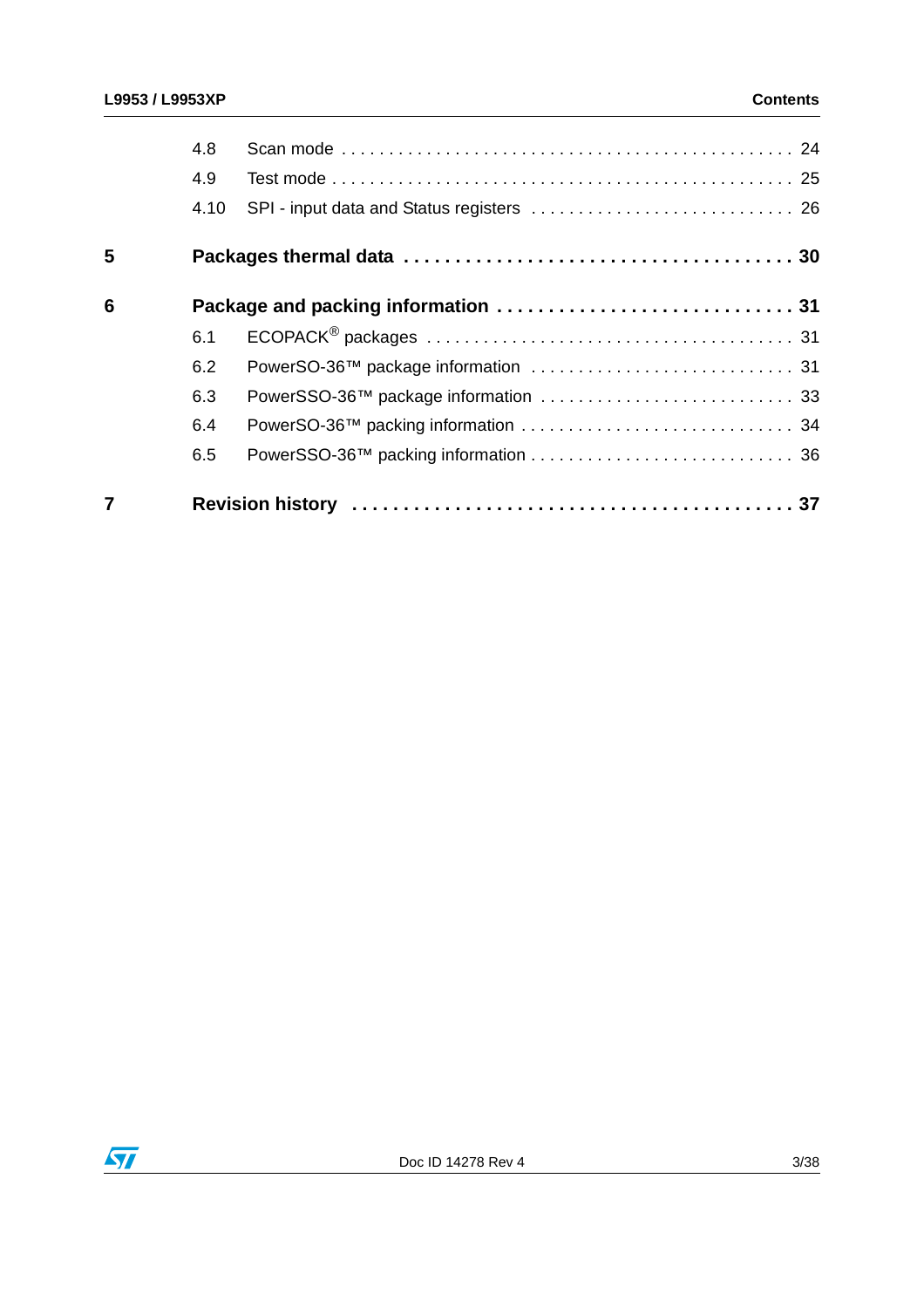4.8 Scan mode . . . . . . . . . . . . . . . . . . . . . . . . . . . . . . . . . . . . . . . . . . . . . . 24

4.9 Test mode . . . . . . . . . . . . . . . . . . . . . . . . . . . . . . . . . . . . . . . . . . . . . . 25

4.10 SPI - input data and Status registers . . . . . . . . . . . . . . . . . . . . . . . . . . . 26

**5 Packages thermal data . . . . . . . . . . . . . . . . . . . . . . . . . . . . . . . . . . . . . 30**

**6 Package and packing information . . . . . . . . . . . . . . . . . . . . . . . . . . . . 31**

6.1 ECOPACK® packages . . . . . . . . . . . . . . . . . . . . . . . . . . . . . . . . . . . . . 31

6.2 PowerSO-36™ package information . . . . . . . . . . . . . . . . . . . . . . . . . . . 31

6.3 PowerSSO-36™ package information . . . . . . . . . . . . . . . . . . . . . . . . . . 33

6.4 PowerSO-36™ packing information . . . . . . . . . . . . . . . . . . . . . . . . . . . . 34

6.5 PowerSSO-36™ packing information . . . . . . . . . . . . . . . . . . . . . . . . . . . 36

**7 Revision history . . . . . . . . . . . . . . . . . . . . . . . . . . . . . . . . . . . . . . . . . 37**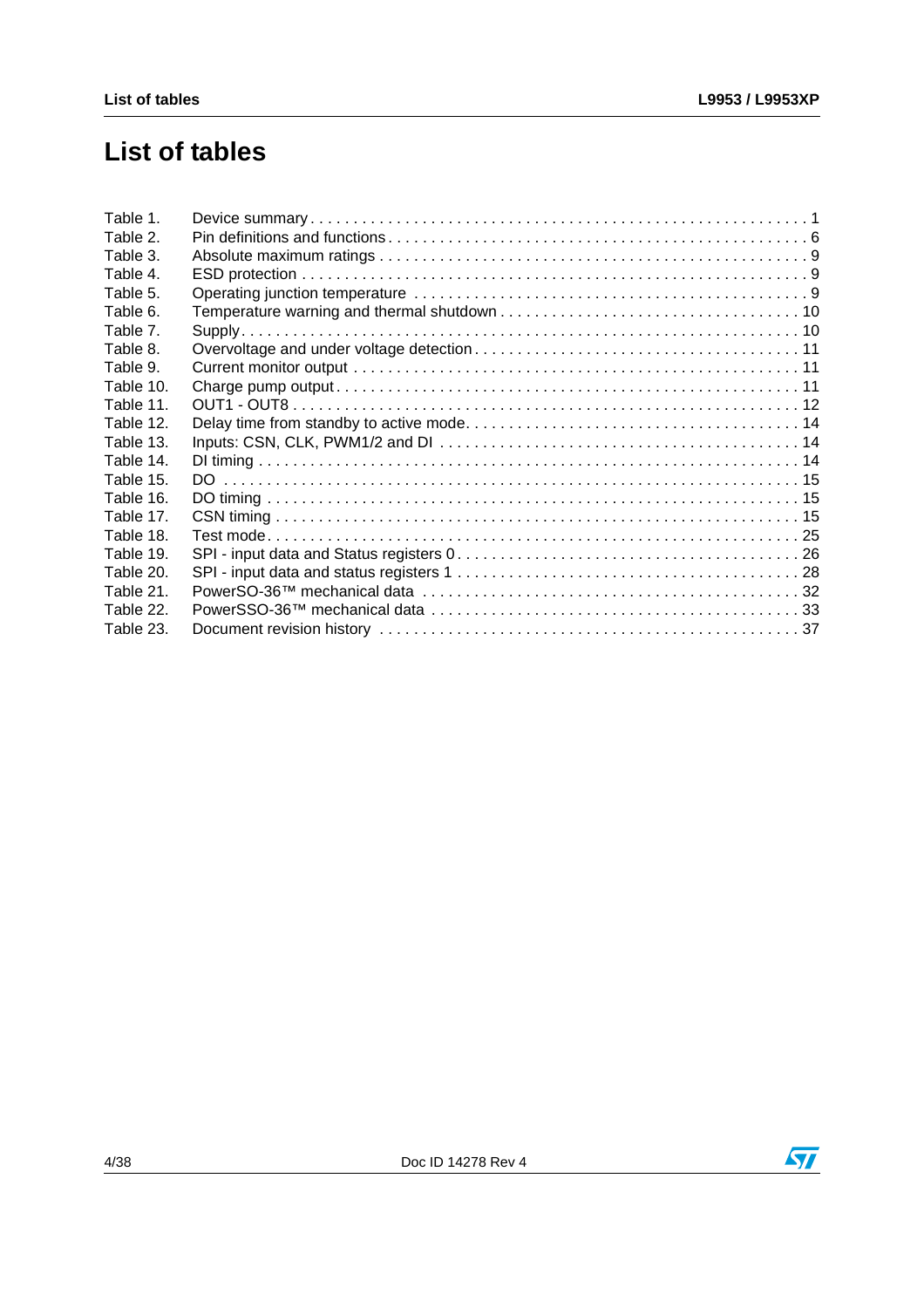# List of tables

| | | |
|---|---|---|
| Table 1. | Device summary | 1 |
| Table 2. | Pin definitions and functions | 6 |
| Table 3. | Absolute maximum ratings | 9 |
| Table 4. | ESD protection | 9 |
| Table 5. | Operating junction temperature | 9 |
| Table 6. | Temperature warning and thermal shutdown | 10 |
| Table 7. | Supply | 10 |
| Table 8. | Overvoltage and under voltage detection | 11 |
| Table 9. | Current monitor output | 11 |
| Table 10. | Charge pump output | 11 |
| Table 11. | OUT1 - OUT8 | 12 |
| Table 12. | Delay time from standby to active mode | 14 |
| Table 13. | Inputs: CSN, CLK, PWM1/2 and DI | 14 |
| Table 14. | DI timing | 14 |
| Table 15. | DO | 15 |
| Table 16. | DO timing | 15 |
| Table 17. | CSN timing | 15 |
| Table 18. | Test mode | 25 |
| Table 19. | SPI - input data and Status registers 0 | 26 |
| Table 20. | SPI - input data and status registers 1 | 28 |
| Table 21. | PowerSO-36™ mechanical data | 32 |
| Table 22. | PowerSSO-36™ mechanical data | 33 |
| Table 23. | Document revision history | 37 |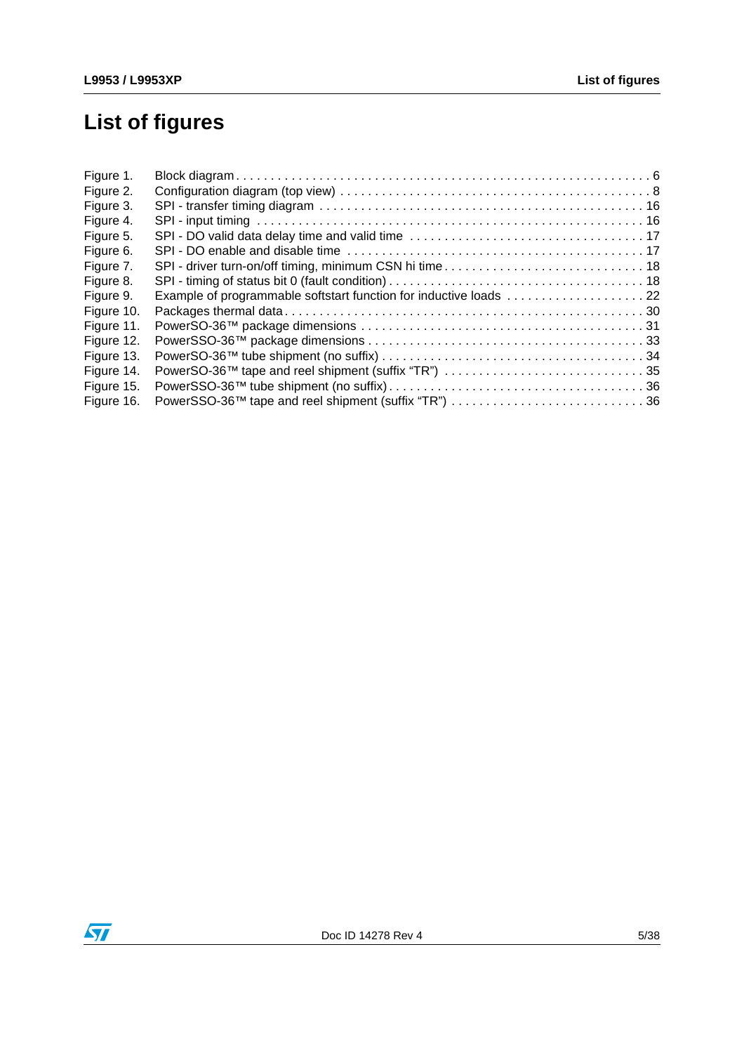# List of figures

Figure 1. Block diagram . . . . . . . . . . . . . . . . . . . . . . . . . . . . . . . . . . . . . . . . . . . . . . . . . . . . . . . . . . . . . 6
Figure 2. Configuration diagram (top view) . . . . . . . . . . . . . . . . . . . . . . . . . . . . . . . . . . . . . . . . . . . . 8
Figure 3. SPI - transfer timing diagram . . . . . . . . . . . . . . . . . . . . . . . . . . . . . . . . . . . . . . . . . . . . . . 16
Figure 4. SPI - input timing . . . . . . . . . . . . . . . . . . . . . . . . . . . . . . . . . . . . . . . . . . . . . . . . . . . . . . 16
Figure 5. SPI - DO valid data delay time and valid time . . . . . . . . . . . . . . . . . . . . . . . . . . . . . . . . . 17
Figure 6. SPI - DO enable and disable time . . . . . . . . . . . . . . . . . . . . . . . . . . . . . . . . . . . . . . . . . . 17
Figure 7. SPI - driver turn-on/off timing, minimum CSN hi time . . . . . . . . . . . . . . . . . . . . . . . . . . . . 18
Figure 8. SPI - timing of status bit 0 (fault condition) . . . . . . . . . . . . . . . . . . . . . . . . . . . . . . . . . . . . 18
Figure 9. Example of programmable softstart function for inductive loads . . . . . . . . . . . . . . . . . . . 22
Figure 10. Packages thermal data . . . . . . . . . . . . . . . . . . . . . . . . . . . . . . . . . . . . . . . . . . . . . . . . . . . 30
Figure 11. PowerSO-36™ package dimensions . . . . . . . . . . . . . . . . . . . . . . . . . . . . . . . . . . . . . . . . 31
Figure 12. PowerSSO-36™ package dimensions . . . . . . . . . . . . . . . . . . . . . . . . . . . . . . . . . . . . . . . 33
Figure 13. PowerSO-36™ tube shipment (no suffix) . . . . . . . . . . . . . . . . . . . . . . . . . . . . . . . . . . . . . 34
Figure 14. PowerSO-36™ tape and reel shipment (suffix “TR”) . . . . . . . . . . . . . . . . . . . . . . . . . . . . . 35
Figure 15. PowerSSO-36™ tube shipment (no suffix) . . . . . . . . . . . . . . . . . . . . . . . . . . . . . . . . . . . . 36
Figure 16. PowerSSO-36™ tape and reel shipment (suffix “TR”) . . . . . . . . . . . . . . . . . . . . . . . . . . . . 36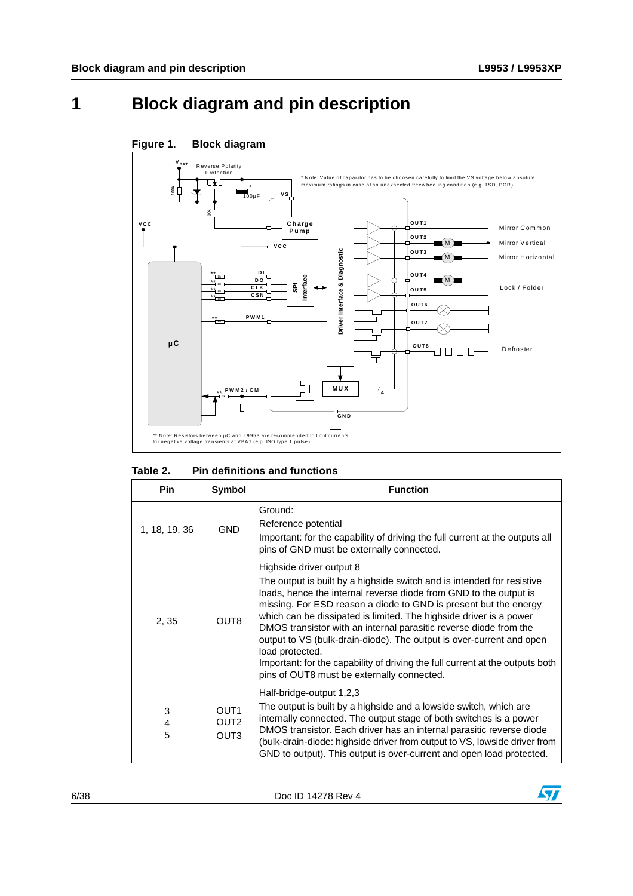# 1 Block diagram and pin description

**Figure 1. Block diagram**

**Table 2. Pin definitions and functions**

| Pin | Symbol | Function |
|---|---|---|
| 1, 18, 19, 36 | GND | Ground:<br>Reference potential<br>Important: for the capability of driving the full current at the outputs all pins of GND must be externally connected. |
| 2, 35 | OUT8 | Highside driver output 8<br>The output is built by a highside switch and is intended for resistive loads, hence the internal reverse diode from GND to the output is missing. For ESD reason a diode to GND is present but the energy which can be dissipated is limited. The highside driver is a power DMOS transistor with an internal parasitic reverse diode from the output to VS (bulk-drain-diode). The output is over-current and open load protected.<br>Important: for the capability of driving the full current at the outputs both pins of OUT8 must be externally connected. |
| 3<br>4<br>5 | OUT1<br>OUT2<br>OUT3 | Half-bridge-output 1,2,3<br>The output is built by a highside and a lowside switch, which are internally connected. The output stage of both switches is a power DMOS transistor. Each driver has an internal parasitic reverse diode (bulk-drain-diode: highside driver from output to VS, lowside driver from GND to output). This output is over-current and open load protected. |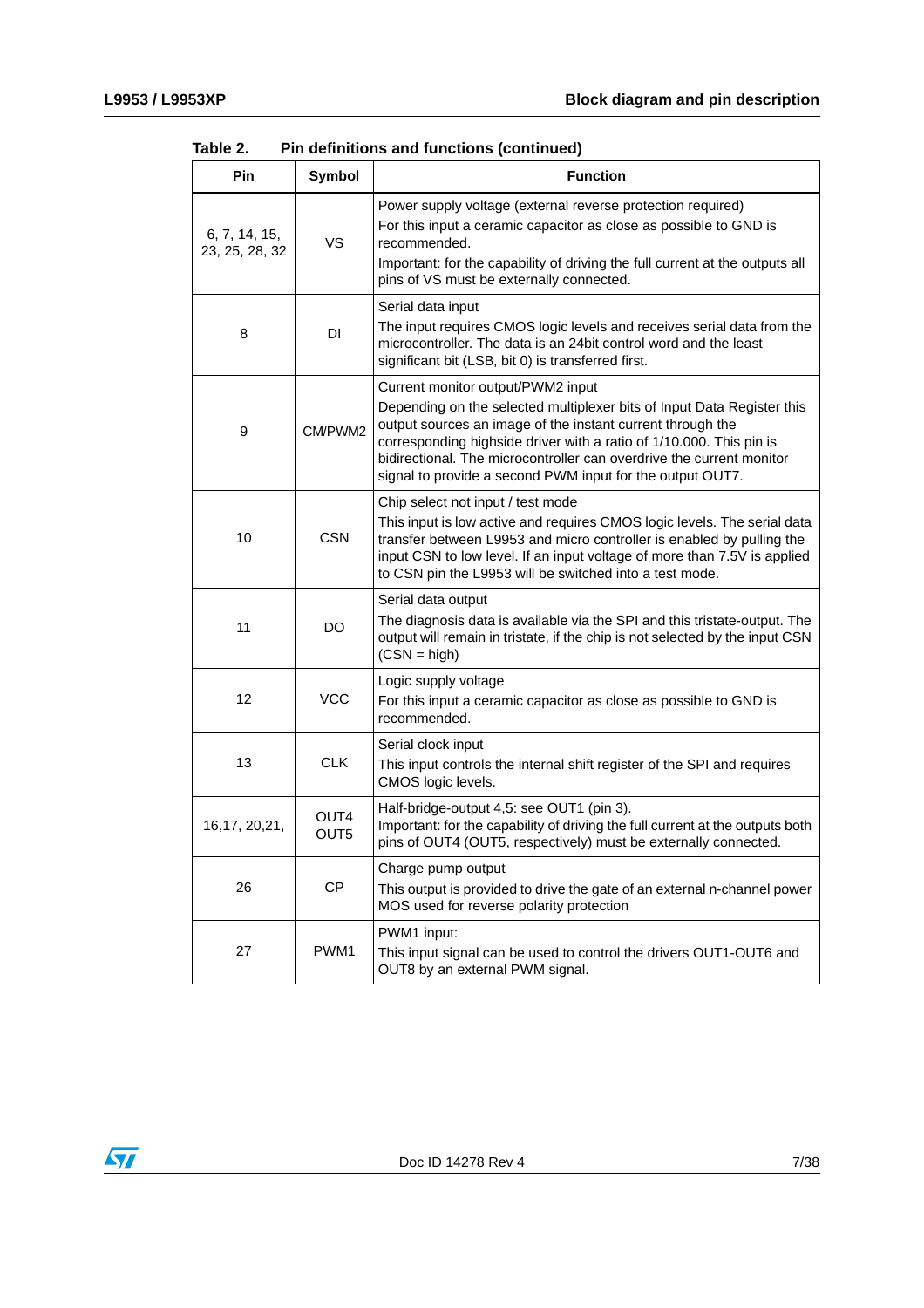Table 2. Pin definitions and functions (continued)

| Pin | Symbol | Function |
|---|---|---|
| 6, 7, 14, 15, 23, 25, 28, 32 | VS | Power supply voltage (external reverse protection required)<br>For this input a ceramic capacitor as close as possible to GND is recommended.<br>Important: for the capability of driving the full current at the outputs all pins of VS must be externally connected. |
| 8 | DI | Serial data input<br>The input requires CMOS logic levels and receives serial data from the microcontroller. The data is an 24bit control word and the least significant bit (LSB, bit 0) is transferred first. |
| 9 | CM/PWM2 | Current monitor output/PWM2 input<br>Depending on the selected multiplexer bits of Input Data Register this output sources an image of the instant current through the corresponding highside driver with a ratio of 1/10.000. This pin is bidirectional. The microcontroller can overdrive the current monitor signal to provide a second PWM input for the output OUT7. |
| 10 | CSN | Chip select not input / test mode<br>This input is low active and requires CMOS logic levels. The serial data transfer between L9953 and micro controller is enabled by pulling the input CSN to low level. If an input voltage of more than 7.5V is applied to CSN pin the L9953 will be switched into a test mode. |
| 11 | DO | Serial data output<br>The diagnosis data is available via the SPI and this tristate-output. The output will remain in tristate, if the chip is not selected by the input CSN (CSN = high) |
| 12 | VCC | Logic supply voltage<br>For this input a ceramic capacitor as close as possible to GND is recommended. |
| 13 | CLK | Serial clock input<br>This input controls the internal shift register of the SPI and requires CMOS logic levels. |
| 16,17, 20,21, | OUT4<br>OUT5 | Half-bridge-output 4,5: see OUT1 (pin 3).<br>Important: for the capability of driving the full current at the outputs both pins of OUT4 (OUT5, respectively) must be externally connected. |
| 26 | CP | Charge pump output<br>This output is provided to drive the gate of an external n-channel power MOS used for reverse polarity protection |
| 27 | PWM1 | PWM1 input:<br>This input signal can be used to control the drivers OUT1-OUT6 and OUT8 by an external PWM signal. |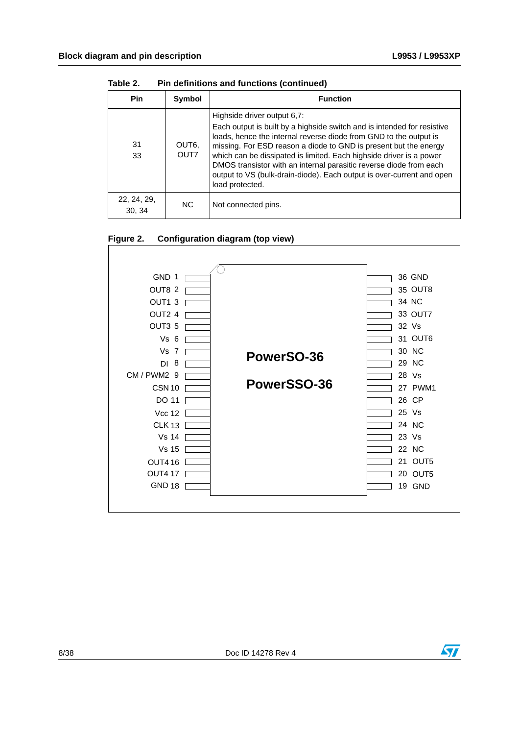**Table 2. Pin definitions and functions (continued)**

| Pin | Symbol | Function |
|---|---|---|
| 31<br>33 | OUT6,<br>OUT7 | Highside driver output 6,7:<br>Each output is built by a highside switch and is intended for resistive loads, hence the internal reverse diode from GND to the output is missing. For ESD reason a diode to GND is present but the energy which can be dissipated is limited. Each highside driver is a power DMOS transistor with an internal parasitic reverse diode from each output to VS (bulk-drain-diode). Each output is over-current and open load protected. |
| 22, 24, 29, 30, 34 | NC | Not connected pins. |

**Figure 2. Configuration diagram (top view)**

PowerSO-36

PowerSSO-36

| Left pin | Name | Right pin | Name |
|---|---|---|---|
| 1 | GND | 36 | GND |
| 2 | OUT8 | 35 | OUT8 |
| 3 | OUT1 | 34 | NC |
| 4 | OUT2 | 33 | OUT7 |
| 5 | OUT3 | 32 | Vs |
| 6 | Vs | 31 | OUT6 |
| 7 | Vs | 30 | NC |
| 8 | DI | 29 | NC |
| 9 | CM / PWM2 | 28 | Vs |
| 10 | CSN | 27 | PWM1 |
| 11 | DO | 26 | CP |
| 12 | Vcc | 25 | Vs |
| 13 | CLK | 24 | NC |
| 14 | Vs | 23 | Vs |
| 15 | Vs | 22 | NC |
| 16 | OUT4 | 21 | OUT5 |
| 17 | OUT4 | 20 | OUT5 |
| 18 | GND | 19 | GND |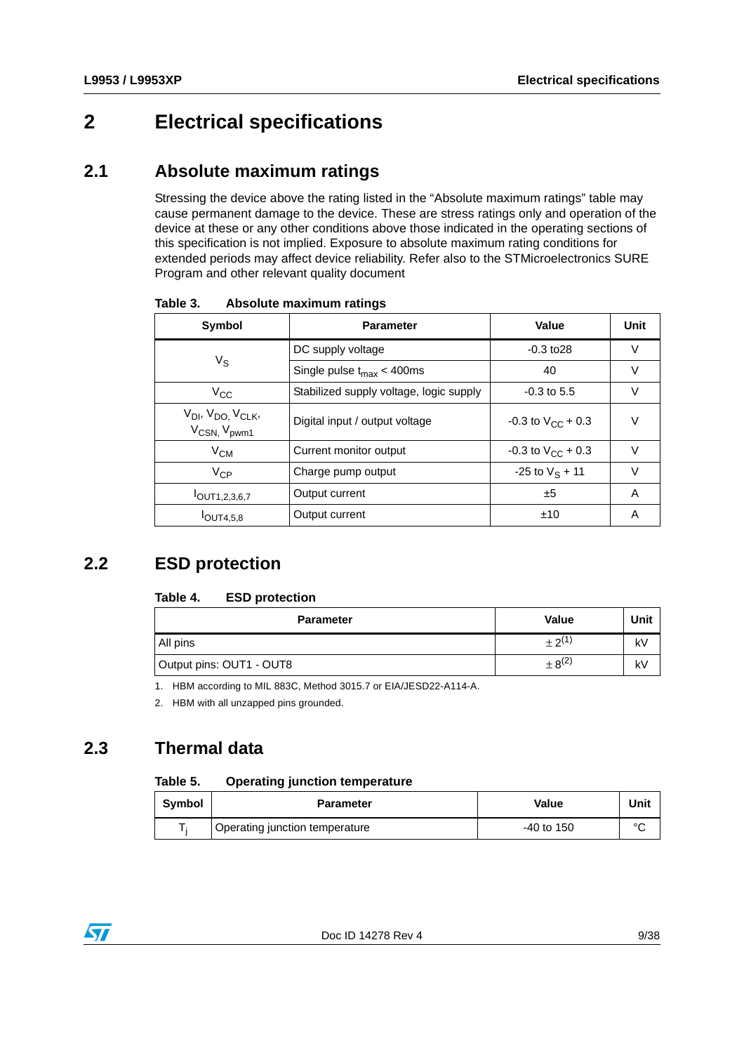# 2 Electrical specifications

## 2.1 Absolute maximum ratings

Stressing the device above the rating listed in the "Absolute maximum ratings" table may cause permanent damage to the device. These are stress ratings only and operation of the device at these or any other conditions above those indicated in the operating sections of this specification is not implied. Exposure to absolute maximum rating conditions for extended periods may affect device reliability. Refer also to the STMicroelectronics SURE Program and other relevant quality document

**Table 3. Absolute maximum ratings**

| Symbol | Parameter | Value | Unit |
|---|---|---|---|
| $V_S$ | DC supply voltage | -0.3 to28 | V |
| | Single pulse $t_{max}$ < 400ms | 40 | V |
| $V_{CC}$ | Stabilized supply voltage, logic supply | -0.3 to 5.5 | V |
| $V_{DI}$, $V_{DO}$, $V_{CLK}$, $V_{CSN}$, $V_{pwm1}$ | Digital input / output voltage | -0.3 to $V_{CC}$ + 0.3 | V |
| $V_{CM}$ | Current monitor output | -0.3 to $V_{CC}$ + 0.3 | V |
| $V_{CP}$ | Charge pump output | -25 to $V_S$ + 11 | V |
| $I_{OUT1,2,3,6,7}$ | Output current | ±5 | A |
| $I_{OUT4,5,8}$ | Output current | ±10 | A |

## 2.2 ESD protection

**Table 4. ESD protection**

| Parameter | Value | Unit |
|---|---|---|
| All pins | ± 2[1] | kV |
| Output pins: OUT1 - OUT8 | ± 8[2] | kV |

1. HBM according to MIL 883C, Method 3015.7 or EIA/JESD22-A114-A.
2. HBM with all unzapped pins grounded.

## 2.3 Thermal data

**Table 5. Operating junction temperature**

| Symbol | Parameter | Value | Unit |
|---|---|---|---|
| $T_j$ | Operating junction temperature | -40 to 150 | °C |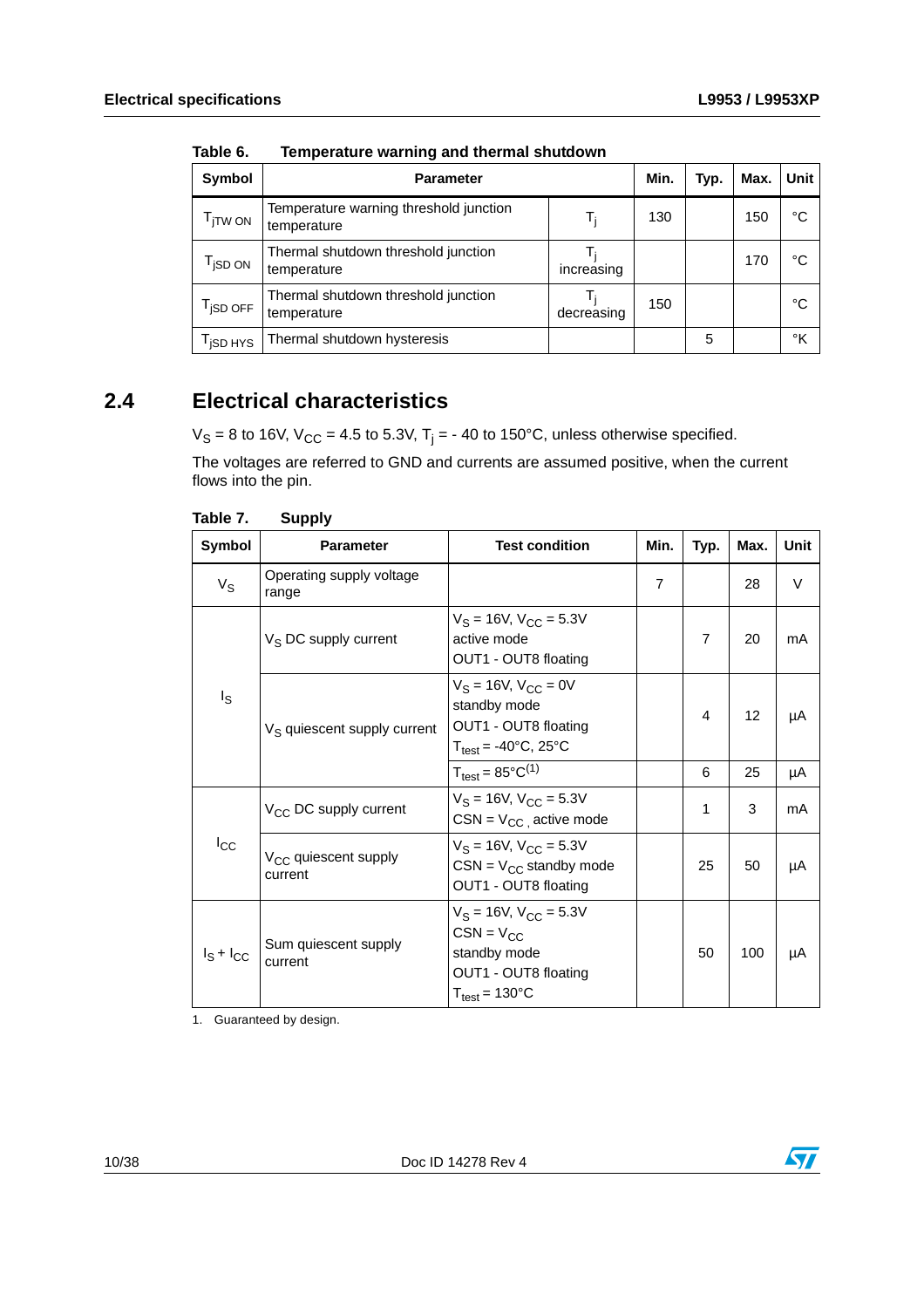Table 6. Temperature warning and thermal shutdown

| Symbol | Parameter | | Min. | Typ. | Max. | Unit |
|---|---|---|---|---|---|---|
| $T_{jTW\ ON}$ | Temperature warning threshold junction temperature | $T_j$ | 130 | | 150 | °C |
| $T_{jSD\ ON}$ | Thermal shutdown threshold junction temperature | $T_j$ increasing | | | 170 | °C |
| $T_{jSD\ OFF}$ | Thermal shutdown threshold junction temperature | $T_j$ decreasing | 150 | | | °C |
| $T_{jSD\ HYS}$ | Thermal shutdown hysteresis | | | 5 | | °K |

## 2.4 Electrical characteristics

$V_S$ = 8 to 16V, $V_{CC}$ = 4.5 to 5.3V, $T_j$ = - 40 to 150°C, unless otherwise specified.

The voltages are referred to GND and currents are assumed positive, when the current flows into the pin.

Table 7. Supply

| Symbol | Parameter | Test condition | Min. | Typ. | Max. | Unit |
|---|---|---|---|---|---|---|
| $V_S$ | Operating supply voltage range | | 7 | | 28 | V |
| $I_S$ | $V_S$ DC supply current | $V_S$ = 16V, $V_{CC}$ = 5.3V active mode OUT1 - OUT8 floating | | 7 | 20 | mA |
| | $V_S$ quiescent supply current | $V_S$ = 16V, $V_{CC}$ = 0V standby mode OUT1 - OUT8 floating $T_{test}$ = -40°C, 25°C | | 4 | 12 | µA |
| | | $T_{test}$ = 85°C[1] | | 6 | 25 | µA |
| $I_{CC}$ | $V_{CC}$ DC supply current | $V_S$ = 16V, $V_{CC}$ = 5.3V CSN = $V_{CC}$, active mode | | 1 | 3 | mA |
| | $V_{CC}$ quiescent supply current | $V_S$ = 16V, $V_{CC}$ = 5.3V CSN = $V_{CC}$ standby mode OUT1 - OUT8 floating | | 25 | 50 | µA |
| $I_S + I_{CC}$ | Sum quiescent supply current | $V_S$ = 16V, $V_{CC}$ = 5.3V CSN = $V_{CC}$ standby mode OUT1 - OUT8 floating $T_{test}$ = 130°C | | 50 | 100 | µA |

1. Guaranteed by design.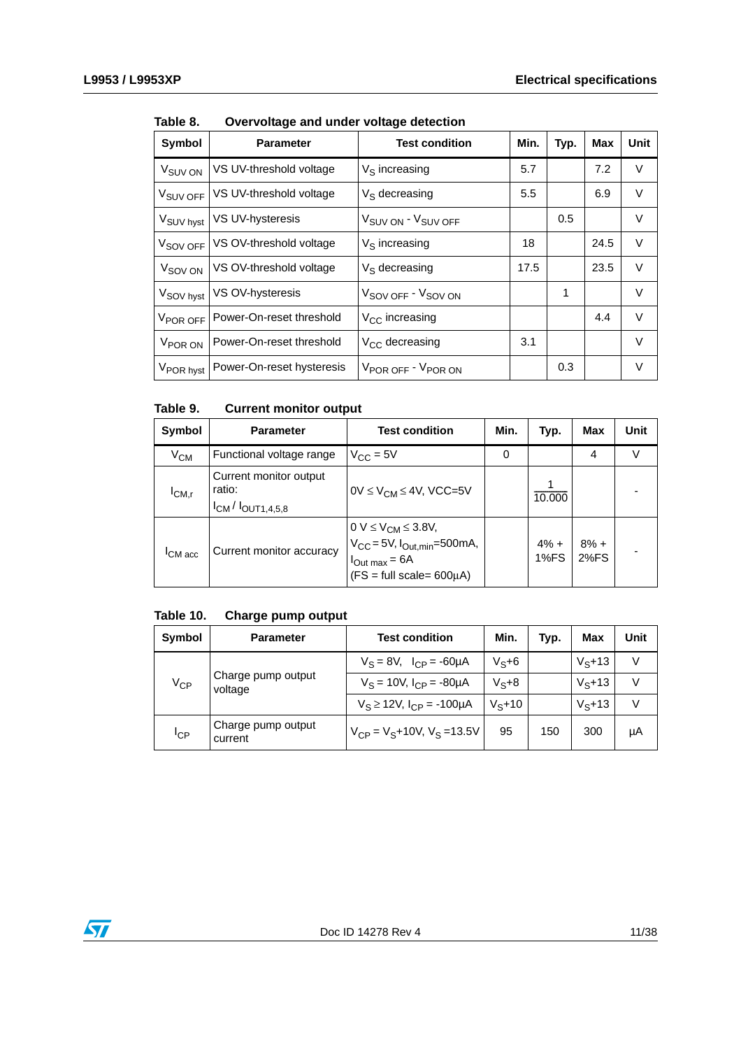Table 8. Overvoltage and under voltage detection

| Symbol | Parameter | Test condition | Min. | Typ. | Max | Unit |
|---|---|---|---|---|---|---|
| $V_{SUV\ ON}$ | VS UV-threshold voltage | $V_S$ increasing | 5.7 | | 7.2 | V |
| $V_{SUV\ OFF}$ | VS UV-threshold voltage | $V_S$ decreasing | 5.5 | | 6.9 | V |
| $V_{SUV\ hyst}$ | VS UV-hysteresis | $V_{SUV\ ON}$ - $V_{SUV\ OFF}$ | | 0.5 | | V |
| $V_{SOV\ OFF}$ | VS OV-threshold voltage | $V_S$ increasing | 18 | | 24.5 | V |
| $V_{SOV\ ON}$ | VS OV-threshold voltage | $V_S$ decreasing | 17.5 | | 23.5 | V |
| $V_{SOV\ hyst}$ | VS OV-hysteresis | $V_{SOV\ OFF}$ - $V_{SOV\ ON}$ | | 1 | | V |
| $V_{POR\ OFF}$ | Power-On-reset threshold | $V_{CC}$ increasing | | | 4.4 | V |
| $V_{POR\ ON}$ | Power-On-reset threshold | $V_{CC}$ decreasing | 3.1 | | | V |
| $V_{POR\ hyst}$ | Power-On-reset hysteresis | $V_{POR\ OFF}$ - $V_{POR\ ON}$ | | 0.3 | | V |

Table 9. Current monitor output

| Symbol | Parameter | Test condition | Min. | Typ. | Max | Unit |
|---|---|---|---|---|---|---|
| $V_{CM}$ | Functional voltage range | $V_{CC}$ = 5V | 0 | | 4 | V |
| $I_{CM,r}$ | Current monitor output ratio: $I_{CM}$ / $I_{OUT1,4,5,8}$ | 0V ≤ $V_{CM}$ ≤ 4V, VCC=5V | | $\frac{1}{10.000}$ | | - |
| $I_{CM\ acc}$ | Current monitor accuracy | 0 V ≤ $V_{CM}$ ≤ 3.8V, $V_{CC}$ = 5V, $I_{Out,min}$=500mA, $I_{Out\ max}$ = 6A (FS = full scale= 600µA) | | 4% + 1%FS | 8% + 2%FS | - |

Table 10. Charge pump output

| Symbol | Parameter | Test condition | Min. | Typ. | Max | Unit |
|---|---|---|---|---|---|---|
| $V_{CP}$ | Charge pump output voltage | $V_S$ = 8V, $I_{CP}$ = -60µA | $V_S$+6 | | $V_S$+13 | V |
| | | $V_S$ = 10V, $I_{CP}$ = -80µA | $V_S$+8 | | $V_S$+13 | V |
| | | $V_S$ ≥ 12V, $I_{CP}$ = -100µA | $V_S$+10 | | $V_S$+13 | V |
| $I_{CP}$ | Charge pump output current | $V_{CP}$ = $V_S$+10V, $V_S$ =13.5V | 95 | 150 | 300 | µA |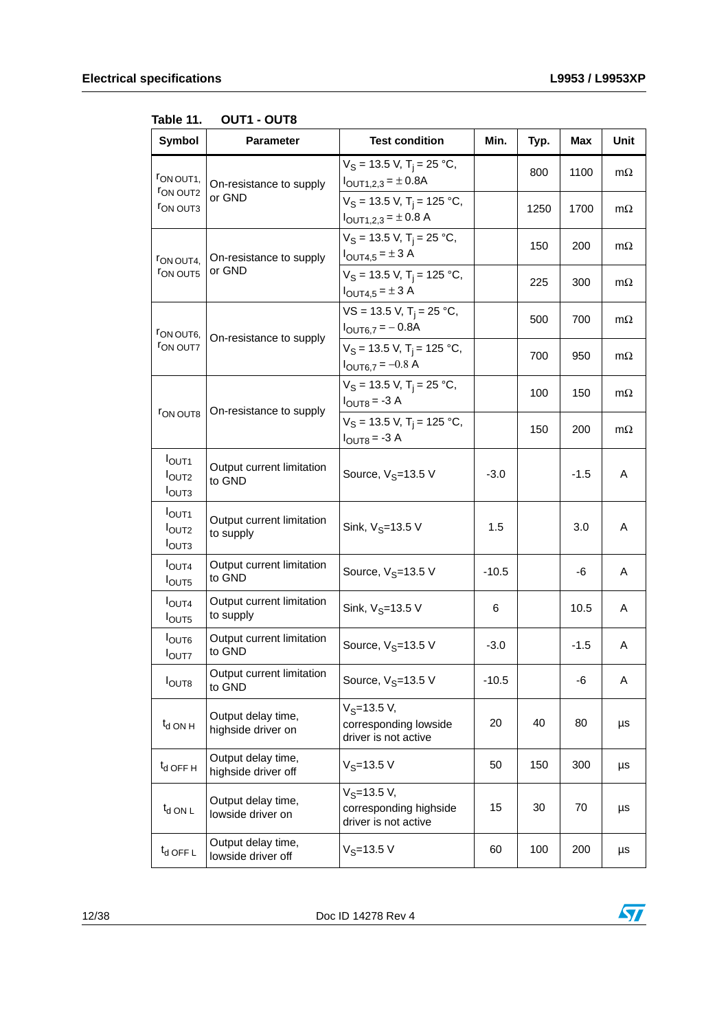**Table 11. OUT1 - OUT8**

| Symbol | Parameter | Test condition | Min. | Typ. | Max | Unit |
|---|---|---|---|---|---|---|
| $r_{ON\ OUT1}$, $r_{ON\ OUT2}$ $r_{ON\ OUT3}$ | On-resistance to supply or GND | $V_S$ = 13.5 V, $T_j$ = 25 °C, $I_{OUT1,2,3} = \pm 0.8A$ | | 800 | 1100 | mΩ |
| | | $V_S$ = 13.5 V, $T_j$ = 125 °C, $I_{OUT1,2,3} = \pm 0.8$ A | | 1250 | 1700 | mΩ |
| $r_{ON\ OUT4}$, $r_{ON\ OUT5}$ | On-resistance to supply or GND | $V_S$ = 13.5 V, $T_j$ = 25 °C, $I_{OUT4,5} = \pm 3$ A | | 150 | 200 | mΩ |
| | | $V_S$ = 13.5 V, $T_j$ = 125 °C, $I_{OUT4,5} = \pm 3$ A | | 225 | 300 | mΩ |
| $r_{ON\ OUT6}$, $r_{ON\ OUT7}$ | On-resistance to supply | VS = 13.5 V, $T_j$ = 25 °C, $I_{OUT6,7} = -0.8A$ | | 500 | 700 | mΩ |
| | | $V_S$ = 13.5 V, $T_j$ = 125 °C, $I_{OUT6,7} = -0.8$ A | | 700 | 950 | mΩ |
| $r_{ON\ OUT8}$ | On-resistance to supply | $V_S$ = 13.5 V, $T_j$ = 25 °C, $I_{OUT8}$ = -3 A | | 100 | 150 | mΩ |
| | | $V_S$ = 13.5 V, $T_j$ = 125 °C, $I_{OUT8}$ = -3 A | | 150 | 200 | mΩ |
| $I_{OUT1}$ $I_{OUT2}$ $I_{OUT3}$ | Output current limitation to GND | Source, $V_S$=13.5 V | -3.0 | | -1.5 | A |
| $I_{OUT1}$ $I_{OUT2}$ $I_{OUT3}$ | Output current limitation to supply | Sink, $V_S$=13.5 V | 1.5 | | 3.0 | A |
| $I_{OUT4}$ $I_{OUT5}$ | Output current limitation to GND | Source, $V_S$=13.5 V | -10.5 | | -6 | A |
| $I_{OUT4}$ $I_{OUT5}$ | Output current limitation to supply | Sink, $V_S$=13.5 V | 6 | | 10.5 | A |
| $I_{OUT6}$ $I_{OUT7}$ | Output current limitation to GND | Source, $V_S$=13.5 V | -3.0 | | -1.5 | A |
| $I_{OUT8}$ | Output current limitation to GND | Source, $V_S$=13.5 V | -10.5 | | -6 | A |
| $t_{d\ ON\ H}$ | Output delay time, highside driver on | $V_S$=13.5 V, corresponding lowside driver is not active | 20 | 40 | 80 | µs |
| $t_{d\ OFF\ H}$ | Output delay time, highside driver off | $V_S$=13.5 V | 50 | 150 | 300 | µs |
| $t_{d\ ON\ L}$ | Output delay time, lowside driver on | $V_S$=13.5 V, corresponding highside driver is not active | 15 | 30 | 70 | µs |
| $t_{d\ OFF\ L}$ | Output delay time, lowside driver off | $V_S$=13.5 V | 60 | 100 | 200 | µs |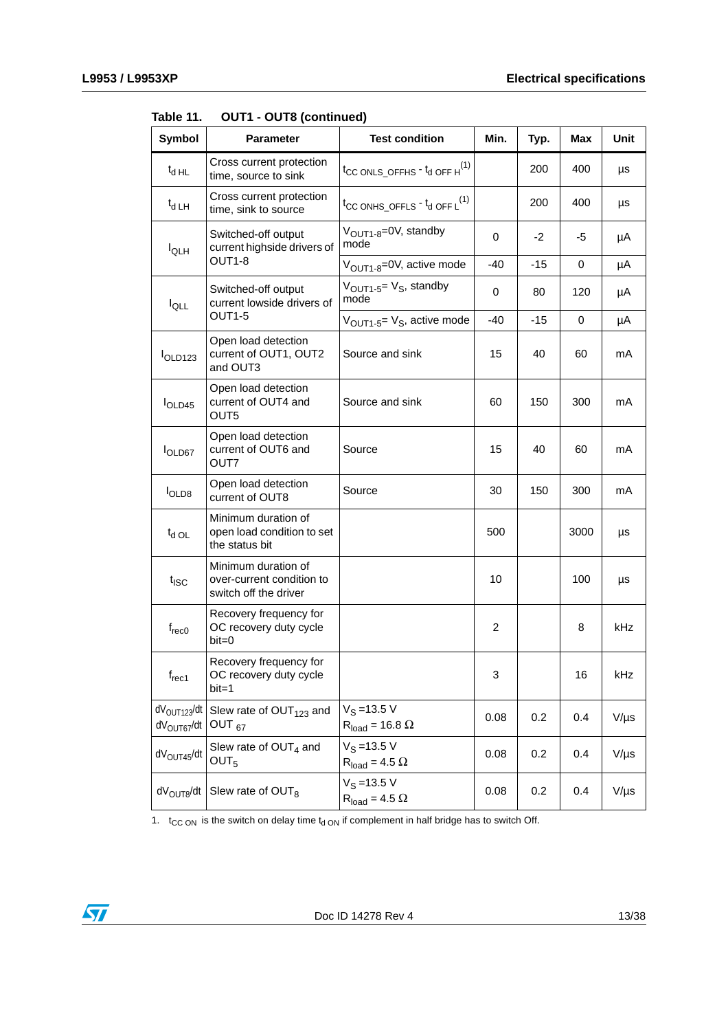Table 11. OUT1 - OUT8 (continued)

| Symbol | Parameter | Test condition | Min. | Typ. | Max | Unit |
|---|---|---|---|---|---|---|
| $t_{d\ HL}$ | Cross current protection time, source to sink | $t_{CC\ ONLS\_OFFHS} - t_{d\ OFF\ H}$ [1] | | 200 | 400 | µs |
| $t_{d\ LH}$ | Cross current protection time, sink to source | $t_{CC\ ONHS\_OFFLS} - t_{d\ OFF\ L}$ [1] | | 200 | 400 | µs |
| $I_{QLH}$ | Switched-off output current highside drivers of OUT1-8 | $V_{OUT1-8}$=0V, standby mode | 0 | -2 | -5 | µA |
| | | $V_{OUT1-8}$=0V, active mode | -40 | -15 | 0 | µA |
| $I_{QLL}$ | Switched-off output current lowside drivers of OUT1-5 | $V_{OUT1-5}$= $V_S$, standby mode | 0 | 80 | 120 | µA |
| | | $V_{OUT1-5}$= $V_S$, active mode | -40 | -15 | 0 | µA |
| $I_{OLD123}$ | Open load detection current of OUT1, OUT2 and OUT3 | Source and sink | 15 | 40 | 60 | mA |
| $I_{OLD45}$ | Open load detection current of OUT4 and OUT5 | Source and sink | 60 | 150 | 300 | mA |
| $I_{OLD67}$ | Open load detection current of OUT6 and OUT7 | Source | 15 | 40 | 60 | mA |
| $I_{OLD8}$ | Open load detection current of OUT8 | Source | 30 | 150 | 300 | mA |
| $t_{d\ OL}$ | Minimum duration of open load condition to set the status bit | | 500 | | 3000 | µs |
| $t_{ISC}$ | Minimum duration of over-current condition to switch off the driver | | 10 | | 100 | µs |
| $f_{rec0}$ | Recovery frequency for OC recovery duty cycle bit=0 | | 2 | | 8 | kHz |
| $f_{rec1}$ | Recovery frequency for OC recovery duty cycle bit=1 | | 3 | | 16 | kHz |
| $dV_{OUT123}/dt$ $dV_{OUT67}/dt$ | Slew rate of $OUT_{123}$ and $OUT_{67}$ | $V_S$ =13.5 V $R_{load}$ = 16.8 Ω | 0.08 | 0.2 | 0.4 | V/µs |
| $dV_{OUT45}/dt$ | Slew rate of $OUT_4$ and $OUT_5$ | $V_S$ =13.5 V $R_{load}$ = 4.5 Ω | 0.08 | 0.2 | 0.4 | V/µs |
| $dV_{OUT8}/dt$ | Slew rate of $OUT_8$ | $V_S$ =13.5 V $R_{load}$ = 4.5 Ω | 0.08 | 0.2 | 0.4 | V/µs |

1. $t_{CC\ ON}$ is the switch on delay time $t_{d\ ON}$ if complement in half bridge has to switch Off.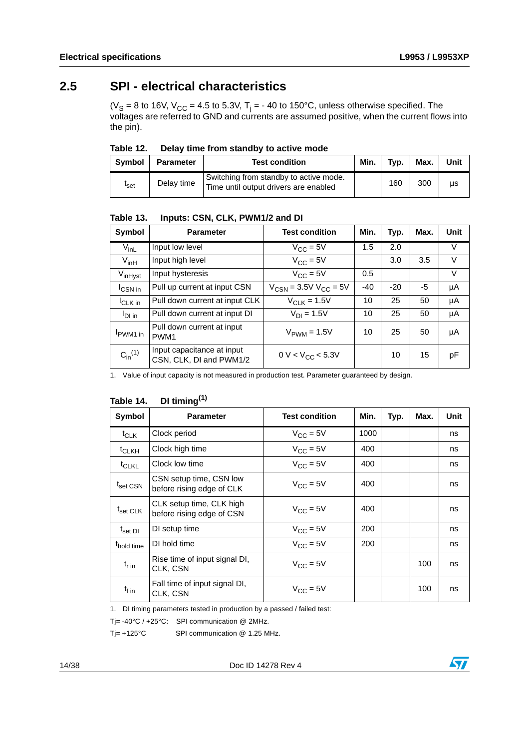## 2.5 SPI - electrical characteristics

($V_S$ = 8 to 16V, $V_{CC}$ = 4.5 to 5.3V, $T_j$ = - 40 to 150°C, unless otherwise specified. The voltages are referred to GND and currents are assumed positive, when the current flows into the pin).

**Table 12. Delay time from standby to active mode**

| Symbol | Parameter | Test condition | Min. | Typ. | Max. | Unit |
|---|---|---|---|---|---|---|
| $t_{set}$ | Delay time | Switching from standby to active mode. Time until output drivers are enabled | | 160 | 300 | µs |

**Table 13. Inputs: CSN, CLK, PWM1/2 and DI**

| Symbol | Parameter | Test condition | Min. | Typ. | Max. | Unit |
|---|---|---|---|---|---|---|
| $V_{inL}$ | Input low level | $V_{CC}$ = 5V | 1.5 | 2.0 | | V |
| $V_{inH}$ | Input high level | $V_{CC}$ = 5V | | 3.0 | 3.5 | V |
| $V_{inHyst}$ | Input hysteresis | $V_{CC}$ = 5V | 0.5 | | | V |
| $I_{CSN\ in}$ | Pull up current at input CSN | $V_{CSN}$ = 3.5V $V_{CC}$ = 5V | -40 | -20 | -5 | µA |
| $I_{CLK\ in}$ | Pull down current at input CLK | $V_{CLK}$ = 1.5V | 10 | 25 | 50 | µA |
| $I_{DI\ in}$ | Pull down current at input DI | $V_{DI}$ = 1.5V | 10 | 25 | 50 | µA |
| $I_{PWM1\ in}$ | Pull down current at input PWM1 | $V_{PWM}$ = 1.5V | 10 | 25 | 50 | µA |
| $C_{in}$[1] | Input capacitance at input CSN, CLK, DI and PWM1/2 | 0 V < $V_{CC}$ < 5.3V | | 10 | 15 | pF |

1. Value of input capacity is not measured in production test. Parameter guaranteed by design.

**Table 14. DI timing[1]**

| Symbol | Parameter | Test condition | Min. | Typ. | Max. | Unit |
|---|---|---|---|---|---|---|
| $t_{CLK}$ | Clock period | $V_{CC}$ = 5V | 1000 | | | ns |
| $t_{CLKH}$ | Clock high time | $V_{CC}$ = 5V | 400 | | | ns |
| $t_{CLKL}$ | Clock low time | $V_{CC}$ = 5V | 400 | | | ns |
| $t_{set\ CSN}$ | CSN setup time, CSN low before rising edge of CLK | $V_{CC}$ = 5V | 400 | | | ns |
| $t_{set\ CLK}$ | CLK setup time, CLK high before rising edge of CSN | $V_{CC}$ = 5V | 400 | | | ns |
| $t_{set\ DI}$ | DI setup time | $V_{CC}$ = 5V | 200 | | | ns |
| $t_{hold\ time}$ | DI hold time | $V_{CC}$ = 5V | 200 | | | ns |
| $t_{r\ in}$ | Rise time of input signal DI, CLK, CSN | $V_{CC}$ = 5V | | | 100 | ns |
| $t_{f\ in}$ | Fall time of input signal DI, CLK, CSN | $V_{CC}$ = 5V | | | 100 | ns |

1. DI timing parameters tested in production by a passed / failed test:

Tj= -40°C / +25°C: SPI communication @ 2MHz.

Tj= +125°C SPI communication @ 1.25 MHz.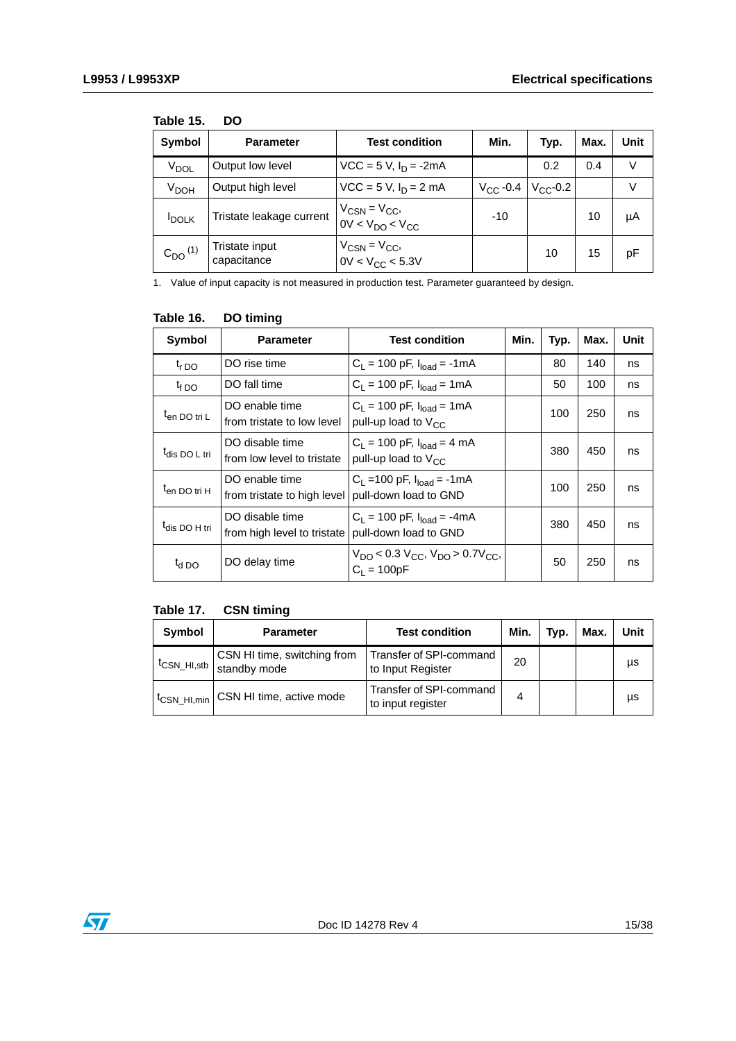**Table 15. DO**

| Symbol | Parameter | Test condition | Min. | Typ. | Max. | Unit |
|---|---|---|---|---|---|---|
| $V_{DOL}$ | Output low level | VCC = 5 V, $I_D$ = -2mA | | 0.2 | 0.4 | V |
| $V_{DOH}$ | Output high level | VCC = 5 V, $I_D$ = 2 mA | $V_{CC}$ -0.4 | $V_{CC}$-0.2 | | V |
| $I_{DOLK}$ | Tristate leakage current | $V_{CSN} = V_{CC}$, $0V < V_{DO} < V_{CC}$ | -10 | | 10 | µA |
| $C_{DO}$ (1) | Tristate input capacitance | $V_{CSN} = V_{CC}$, $0V < V_{CC} < 5.3V$ | | 10 | 15 | pF |

1. Value of input capacity is not measured in production test. Parameter guaranteed by design.

**Table 16. DO timing**

| Symbol | Parameter | Test condition | Min. | Typ. | Max. | Unit |
|---|---|---|---|---|---|---|
| $t_{r\ DO}$ | DO rise time | $C_L$ = 100 pF, $I_{load}$ = -1mA | | 80 | 140 | ns |
| $t_{f\ DO}$ | DO fall time | $C_L$ = 100 pF, $I_{load}$ = 1mA | | 50 | 100 | ns |
| $t_{en\ DO\ tri\ L}$ | DO enable time from tristate to low level | $C_L$ = 100 pF, $I_{load}$ = 1mA pull-up load to $V_{CC}$ | | 100 | 250 | ns |
| $t_{dis\ DO\ L\ tri}$ | DO disable time from low level to tristate | $C_L$ = 100 pF, $I_{load}$ = 4 mA pull-up load to $V_{CC}$ | | 380 | 450 | ns |
| $t_{en\ DO\ tri\ H}$ | DO enable time from tristate to high level | $C_L$ =100 pF, $I_{load}$ = -1mA pull-down load to GND | | 100 | 250 | ns |
| $t_{dis\ DO\ H\ tri}$ | DO disable time from high level to tristate | $C_L$ = 100 pF, $I_{load}$ = -4mA pull-down load to GND | | 380 | 450 | ns |
| $t_{d\ DO}$ | DO delay time | $V_{DO} < 0.3\ V_{CC}$, $V_{DO} > 0.7V_{CC}$, $C_L$ = 100pF | | 50 | 250 | ns |

**Table 17. CSN timing**

| Symbol | Parameter | Test condition | Min. | Typ. | Max. | Unit |
|---|---|---|---|---|---|---|
| $t_{CSN\_HI,stb}$ | CSN HI time, switching from standby mode | Transfer of SPI-command to Input Register | 20 | | | µs |
| $t_{CSN\_HI,min}$ | CSN HI time, active mode | Transfer of SPI-command to input register | 4 | | | µs |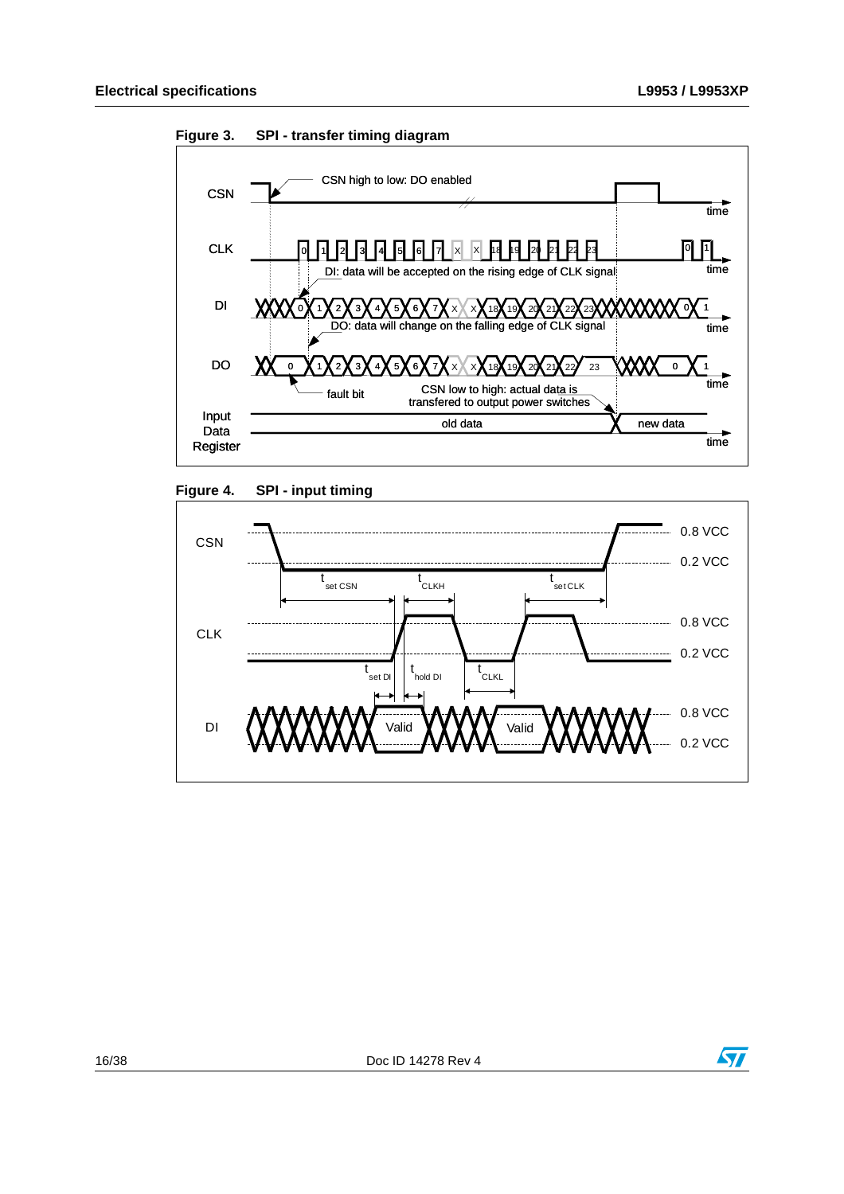**Figure 3. SPI - transfer timing diagram**

CSN high to low: DO enabled

DI: data will be accepted on the rising edge of CLK signal

DO: data will change on the falling edge of CLK signal

fault bit

CSN low to high: actual data is transfered to output power switches

Input Data Register: old data / new data

**Figure 4. SPI - input timing**

$t_{set\ CSN}$, $t_{CLKH}$, $t_{set\ CLK}$, $t_{set\ DI}$, $t_{hold\ DI}$, $t_{CLKL}$

0.8 VCC, 0.2 VCC

Valid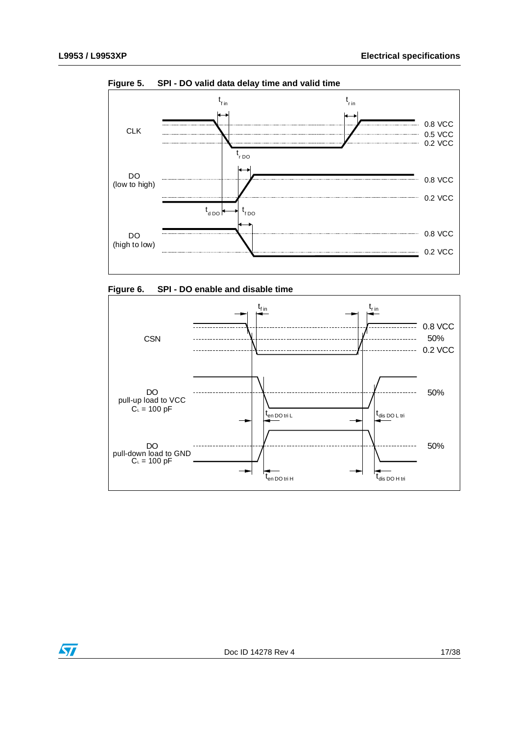**Figure 5. SPI - DO valid data delay time and valid time**

**Figure 6. SPI - DO enable and disable time**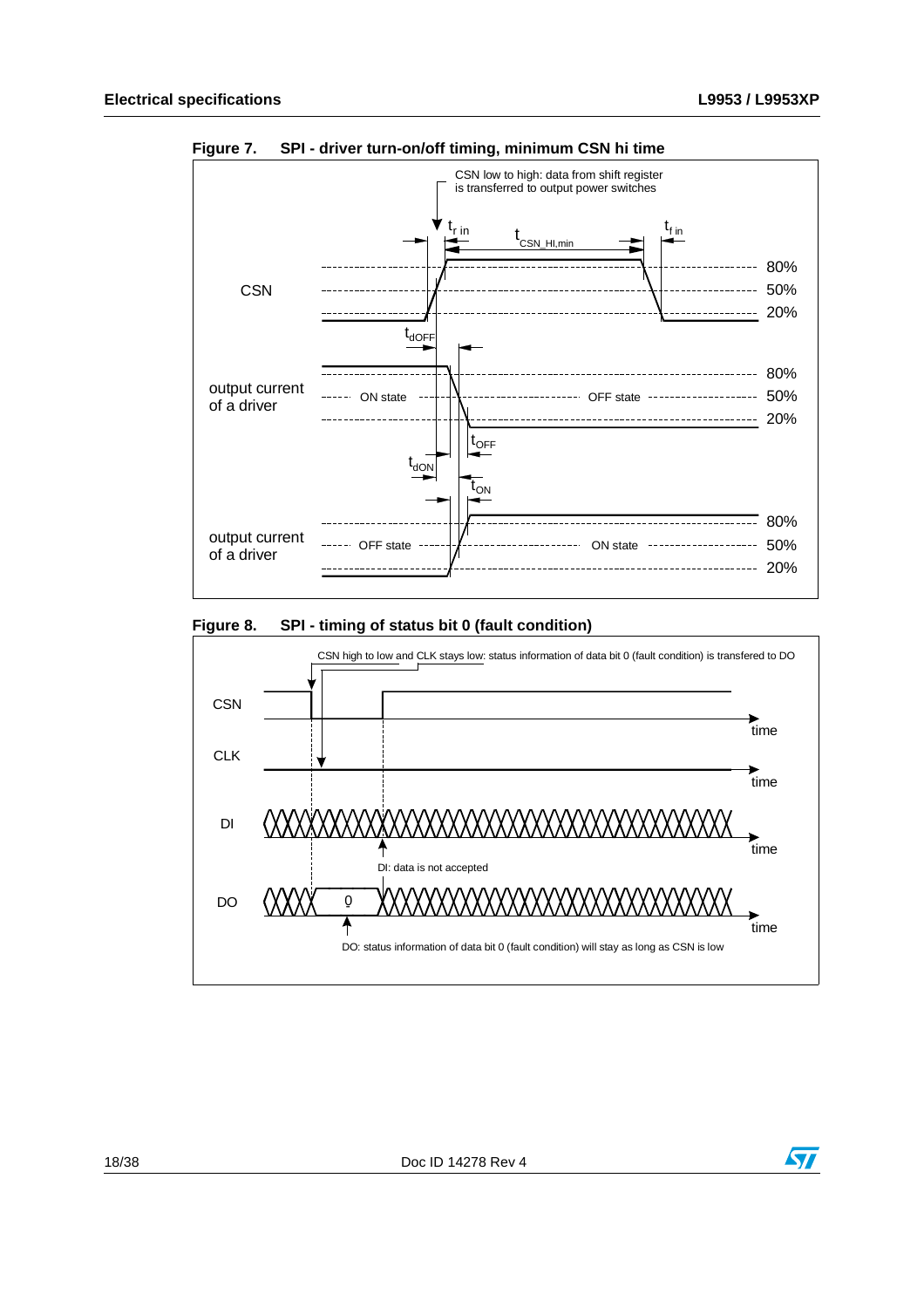**Figure 7. SPI - driver turn-on/off timing, minimum CSN hi time**

CSN low to high: data from shift register is transferred to output power switches

$t_{r\ in}$ $t_{CSN\_HI,min}$ $t_{f\ in}$

CSN — 80% / 50% / 20%

$t_{dOFF}$

output current of a driver — ON state / OFF state — 80% / 50% / 20%

$t_{OFF}$

$t_{dON}$

$t_{ON}$

output current of a driver — OFF state / ON state — 80% / 50% / 20%

**Figure 8. SPI - timing of status bit 0 (fault condition)**

CSN high to low and CLK stays low: status information of data bit 0 (fault condition) is transfered to DO

CSN — time

CLK — time

DI — time

DI: data is not accepted

DO — 0 — time

DO: status information of data bit 0 (fault condition) will stay as long as CSN is low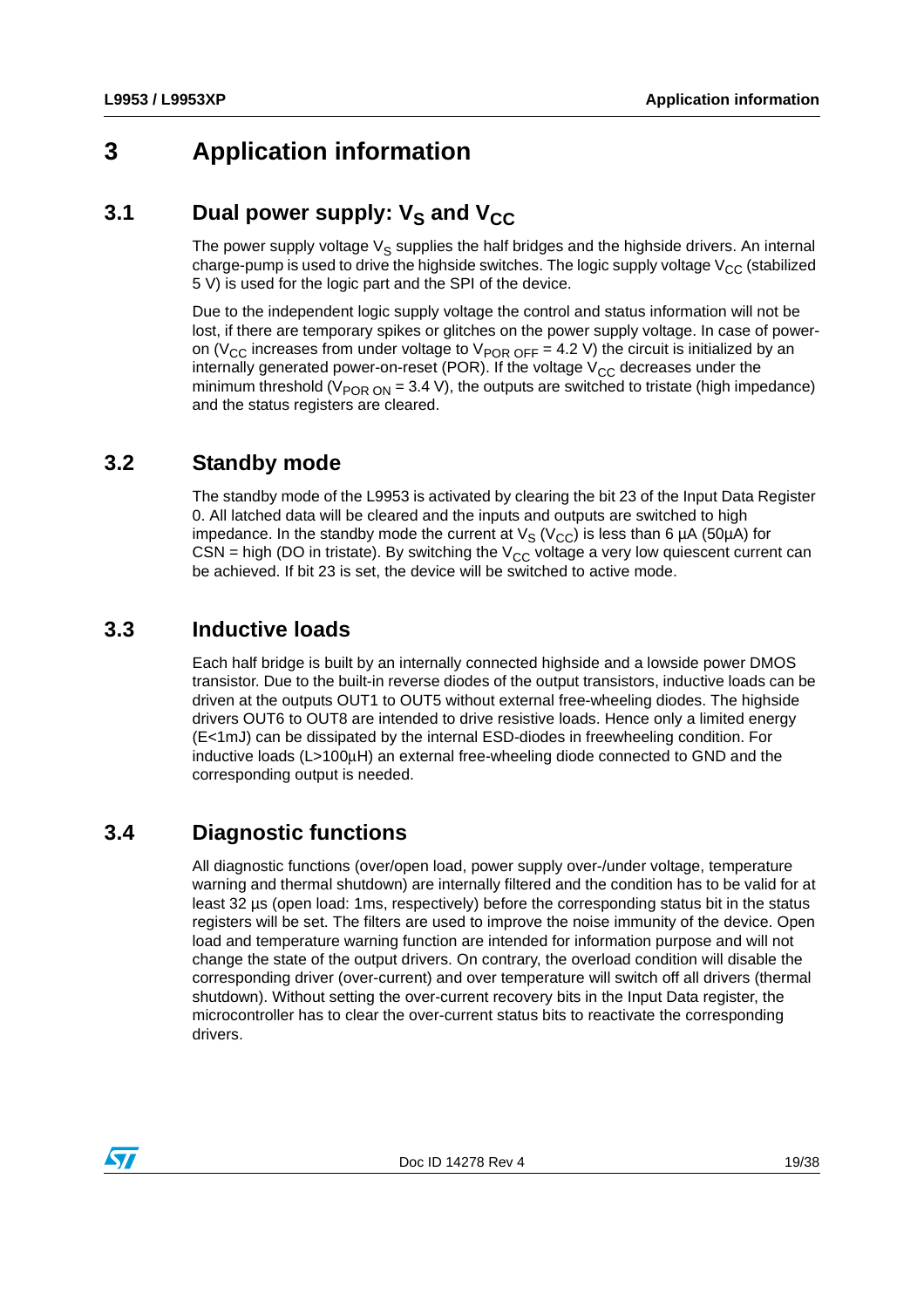# 3 Application information

## 3.1 Dual power supply: $V_S$ and $V_{CC}$

The power supply voltage $V_S$ supplies the half bridges and the highside drivers. An internal charge-pump is used to drive the highside switches. The logic supply voltage $V_{CC}$ (stabilized 5 V) is used for the logic part and the SPI of the device.

Due to the independent logic supply voltage the control and status information will not be lost, if there are temporary spikes or glitches on the power supply voltage. In case of power-on ($V_{CC}$ increases from under voltage to $V_{POR\ OFF}$ = 4.2 V) the circuit is initialized by an internally generated power-on-reset (POR). If the voltage $V_{CC}$ decreases under the minimum threshold ($V_{POR\ ON}$ = 3.4 V), the outputs are switched to tristate (high impedance) and the status registers are cleared.

## 3.2 Standby mode

The standby mode of the L9953 is activated by clearing the bit 23 of the Input Data Register 0. All latched data will be cleared and the inputs and outputs are switched to high impedance. In the standby mode the current at $V_S$ ($V_{CC}$) is less than 6 µA (50µA) for CSN = high (DO in tristate). By switching the $V_{CC}$ voltage a very low quiescent current can be achieved. If bit 23 is set, the device will be switched to active mode.

## 3.3 Inductive loads

Each half bridge is built by an internally connected highside and a lowside power DMOS transistor. Due to the built-in reverse diodes of the output transistors, inductive loads can be driven at the outputs OUT1 to OUT5 without external free-wheeling diodes. The highside drivers OUT6 to OUT8 are intended to drive resistive loads. Hence only a limited energy (E<1mJ) can be dissipated by the internal ESD-diodes in freewheeling condition. For inductive loads (L>100µH) an external free-wheeling diode connected to GND and the corresponding output is needed.

## 3.4 Diagnostic functions

All diagnostic functions (over/open load, power supply over-/under voltage, temperature warning and thermal shutdown) are internally filtered and the condition has to be valid for at least 32 µs (open load: 1ms, respectively) before the corresponding status bit in the status registers will be set. The filters are used to improve the noise immunity of the device. Open load and temperature warning function are intended for information purpose and will not change the state of the output drivers. On contrary, the overload condition will disable the corresponding driver (over-current) and over temperature will switch off all drivers (thermal shutdown). Without setting the over-current recovery bits in the Input Data register, the microcontroller has to clear the over-current status bits to reactivate the corresponding drivers.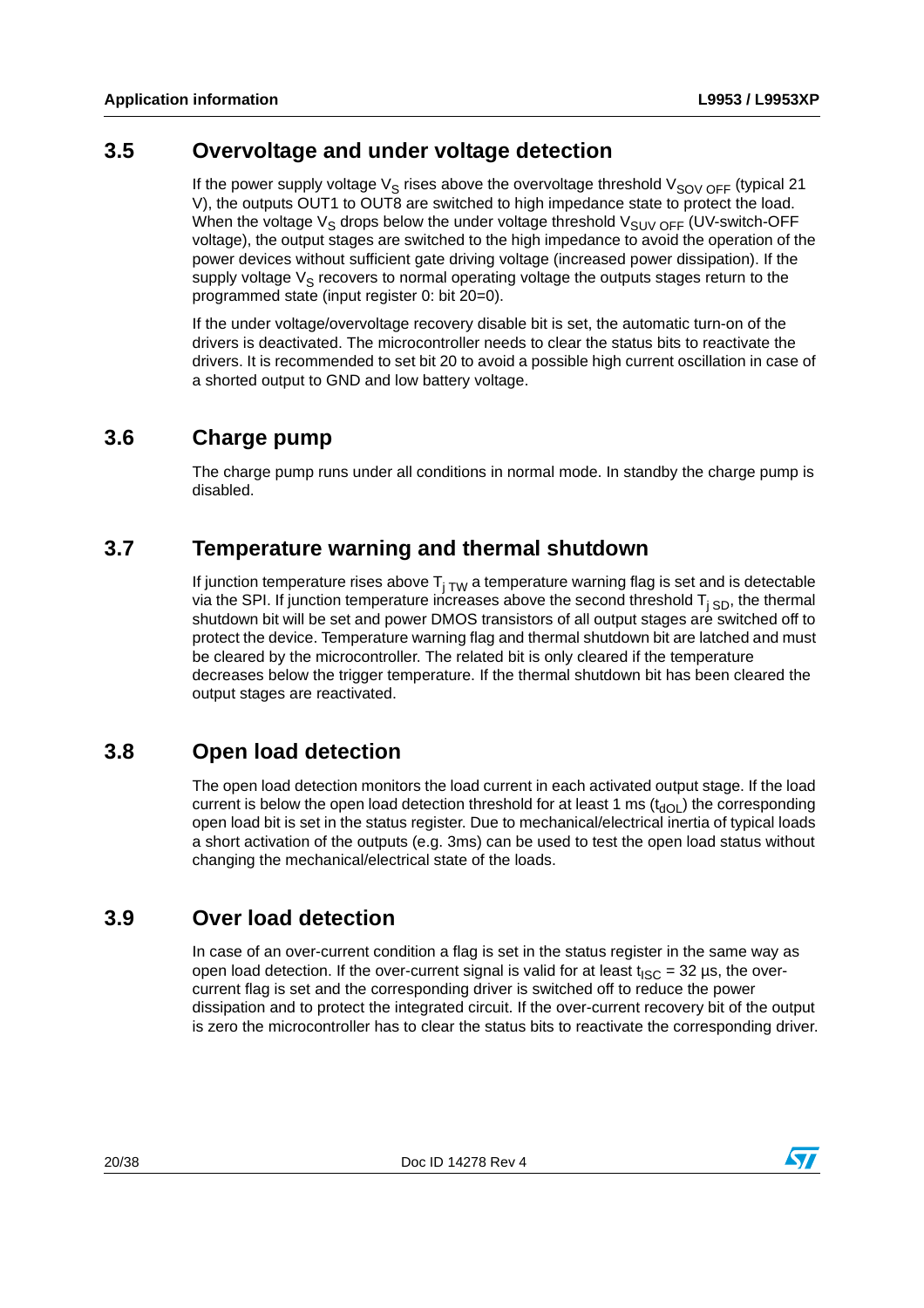## 3.5 Overvoltage and under voltage detection

If the power supply voltage $V_S$ rises above the overvoltage threshold $V_{SOV\ OFF}$ (typical 21 V), the outputs OUT1 to OUT8 are switched to high impedance state to protect the load. When the voltage $V_S$ drops below the under voltage threshold $V_{SUV\ OFF}$ (UV-switch-OFF voltage), the output stages are switched to the high impedance to avoid the operation of the power devices without sufficient gate driving voltage (increased power dissipation). If the supply voltage $V_S$ recovers to normal operating voltage the outputs stages return to the programmed state (input register 0: bit 20=0).

If the under voltage/overvoltage recovery disable bit is set, the automatic turn-on of the drivers is deactivated. The microcontroller needs to clear the status bits to reactivate the drivers. It is recommended to set bit 20 to avoid a possible high current oscillation in case of a shorted output to GND and low battery voltage.

## 3.6 Charge pump

The charge pump runs under all conditions in normal mode. In standby the charge pump is disabled.

## 3.7 Temperature warning and thermal shutdown

If junction temperature rises above $T_{j\ TW}$ a temperature warning flag is set and is detectable via the SPI. If junction temperature increases above the second threshold $T_{j\ SD}$, the thermal shutdown bit will be set and power DMOS transistors of all output stages are switched off to protect the device. Temperature warning flag and thermal shutdown bit are latched and must be cleared by the microcontroller. The related bit is only cleared if the temperature decreases below the trigger temperature. If the thermal shutdown bit has been cleared the output stages are reactivated.

## 3.8 Open load detection

The open load detection monitors the load current in each activated output stage. If the load current is below the open load detection threshold for at least 1 ms ($t_{dOL}$) the corresponding open load bit is set in the status register. Due to mechanical/electrical inertia of typical loads a short activation of the outputs (e.g. 3ms) can be used to test the open load status without changing the mechanical/electrical state of the loads.

## 3.9 Over load detection

In case of an over-current condition a flag is set in the status register in the same way as open load detection. If the over-current signal is valid for at least $t_{ISC}$ = 32 µs, the over-current flag is set and the corresponding driver is switched off to reduce the power dissipation and to protect the integrated circuit. If the over-current recovery bit of the output is zero the microcontroller has to clear the status bits to reactivate the corresponding driver.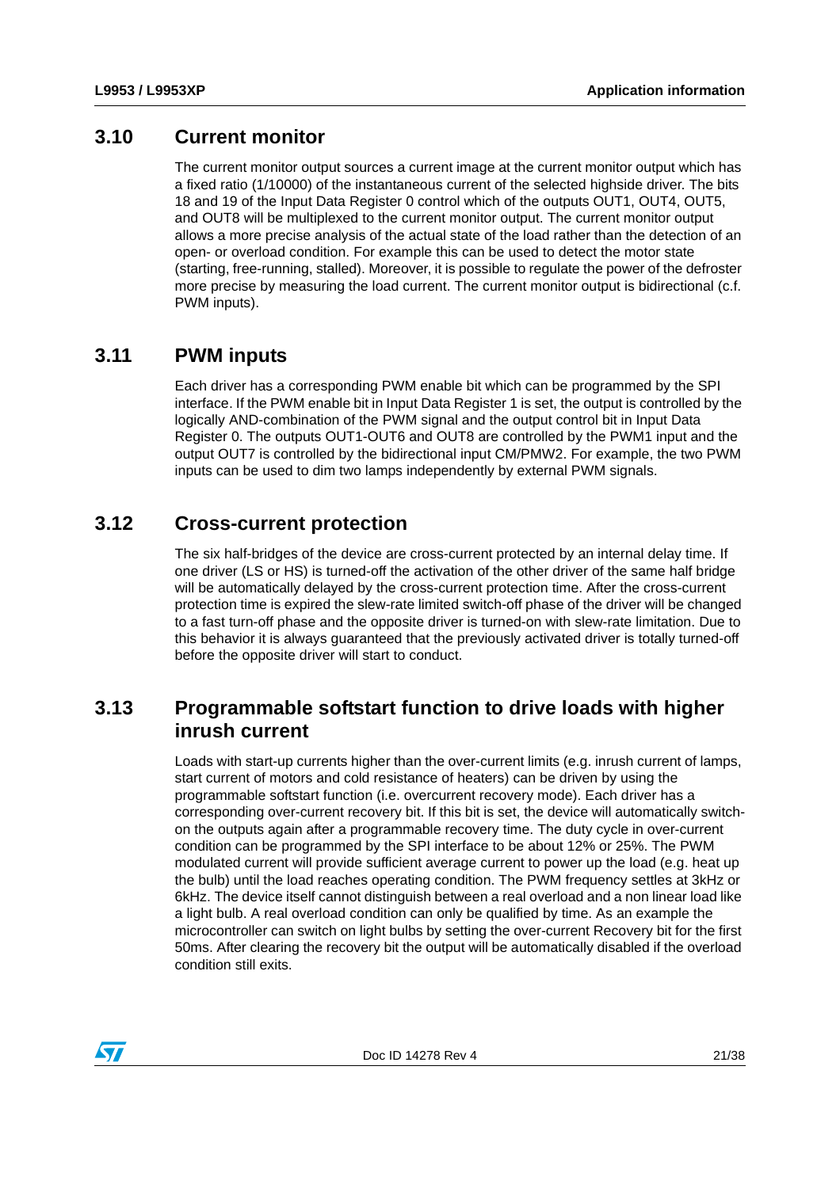## 3.10 Current monitor

The current monitor output sources a current image at the current monitor output which has a fixed ratio (1/10000) of the instantaneous current of the selected highside driver. The bits 18 and 19 of the Input Data Register 0 control which of the outputs OUT1, OUT4, OUT5, and OUT8 will be multiplexed to the current monitor output. The current monitor output allows a more precise analysis of the actual state of the load rather than the detection of an open- or overload condition. For example this can be used to detect the motor state (starting, free-running, stalled). Moreover, it is possible to regulate the power of the defroster more precise by measuring the load current. The current monitor output is bidirectional (c.f. PWM inputs).

## 3.11 PWM inputs

Each driver has a corresponding PWM enable bit which can be programmed by the SPI interface. If the PWM enable bit in Input Data Register 1 is set, the output is controlled by the logically AND-combination of the PWM signal and the output control bit in Input Data Register 0. The outputs OUT1-OUT6 and OUT8 are controlled by the PWM1 input and the output OUT7 is controlled by the bidirectional input CM/PMW2. For example, the two PWM inputs can be used to dim two lamps independently by external PWM signals.

## 3.12 Cross-current protection

The six half-bridges of the device are cross-current protected by an internal delay time. If one driver (LS or HS) is turned-off the activation of the other driver of the same half bridge will be automatically delayed by the cross-current protection time. After the cross-current protection time is expired the slew-rate limited switch-off phase of the driver will be changed to a fast turn-off phase and the opposite driver is turned-on with slew-rate limitation. Due to this behavior it is always guaranteed that the previously activated driver is totally turned-off before the opposite driver will start to conduct.

## 3.13 Programmable softstart function to drive loads with higher inrush current

Loads with start-up currents higher than the over-current limits (e.g. inrush current of lamps, start current of motors and cold resistance of heaters) can be driven by using the programmable softstart function (i.e. overcurrent recovery mode). Each driver has a corresponding over-current recovery bit. If this bit is set, the device will automatically switch-on the outputs again after a programmable recovery time. The duty cycle in over-current condition can be programmed by the SPI interface to be about 12% or 25%. The PWM modulated current will provide sufficient average current to power up the load (e.g. heat up the bulb) until the load reaches operating condition. The PWM frequency settles at 3kHz or 6kHz. The device itself cannot distinguish between a real overload and a non linear load like a light bulb. A real overload condition can only be qualified by time. As an example the microcontroller can switch on light bulbs by setting the over-current Recovery bit for the first 50ms. After clearing the recovery bit the output will be automatically disabled if the overload condition still exits.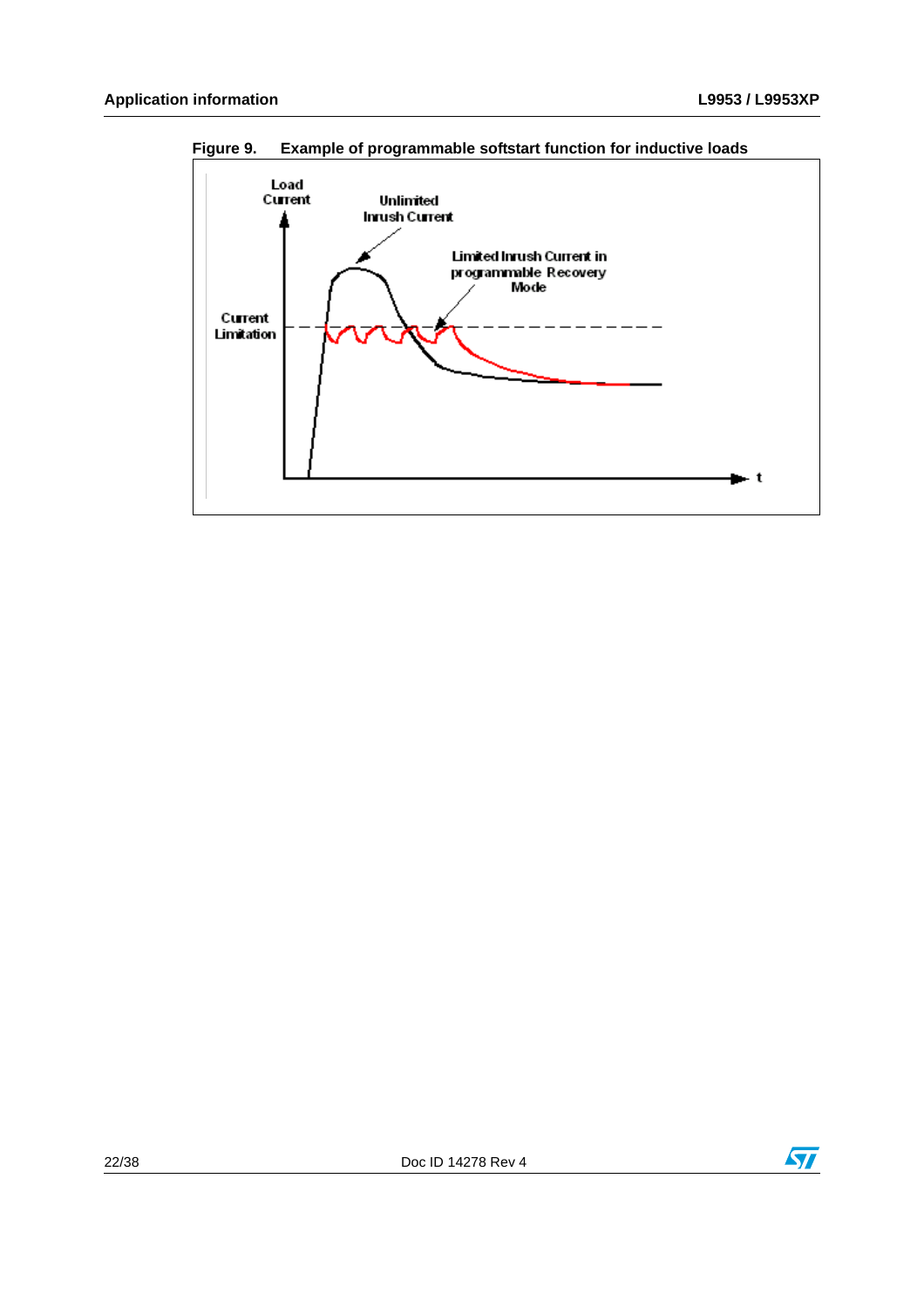Figure 9. Example of programmable softstart function for inductive loads

Load Current

Unlimited Inrush Current

Limited Inrush Current in programmable Recovery Mode

Current Limitation

t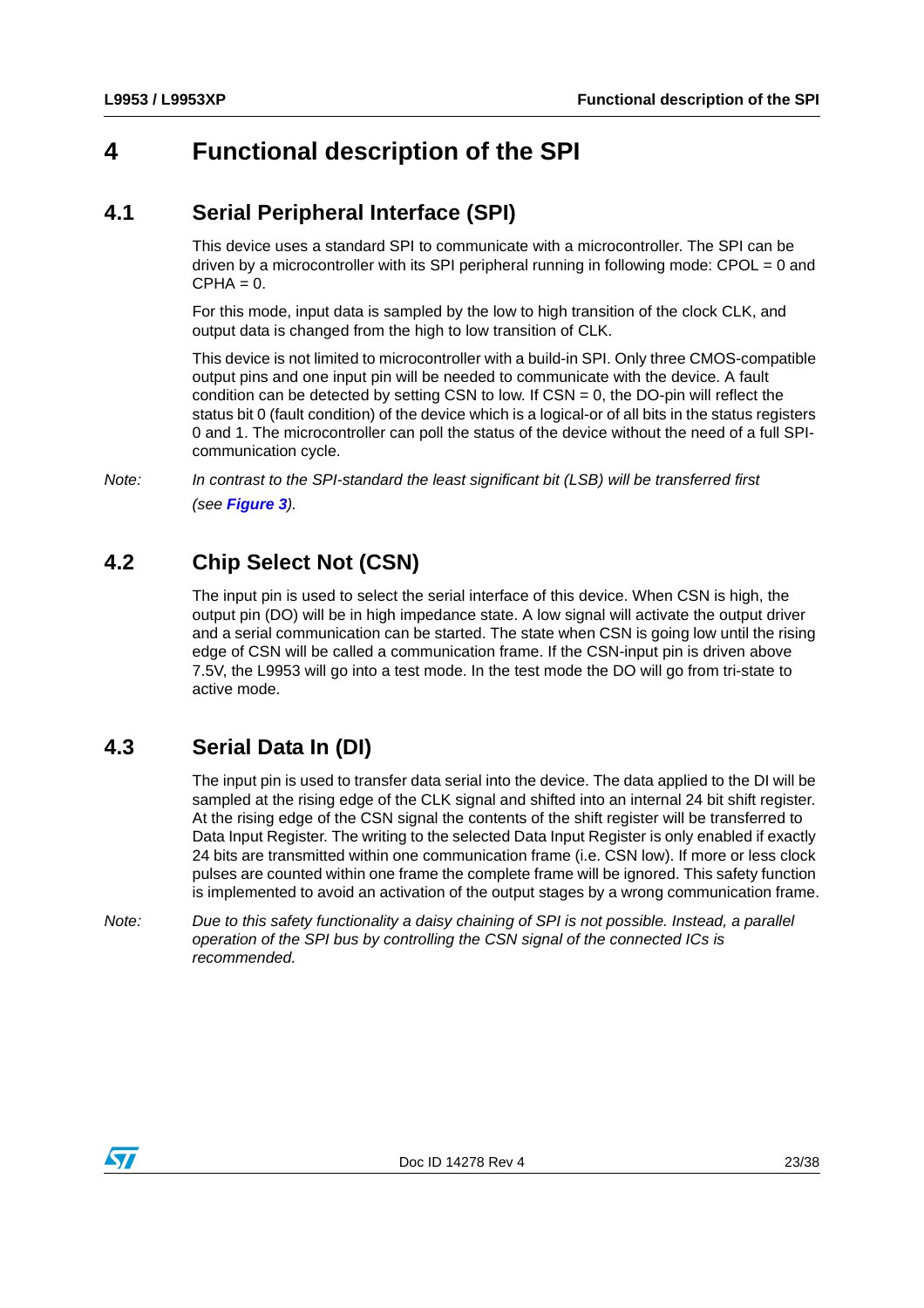# 4 Functional description of the SPI

## 4.1 Serial Peripheral Interface (SPI)

This device uses a standard SPI to communicate with a microcontroller. The SPI can be driven by a microcontroller with its SPI peripheral running in following mode: CPOL = 0 and CPHA = 0.

For this mode, input data is sampled by the low to high transition of the clock CLK, and output data is changed from the high to low transition of CLK.

This device is not limited to microcontroller with a build-in SPI. Only three CMOS-compatible output pins and one input pin will be needed to communicate with the device. A fault condition can be detected by setting CSN to low. If CSN = 0, the DO-pin will reflect the status bit 0 (fault condition) of the device which is a logical-or of all bits in the status registers 0 and 1. The microcontroller can poll the status of the device without the need of a full SPI-communication cycle.

*Note: In contrast to the SPI-standard the least significant bit (LSB) will be transferred first (see* ***Figure 3****).*

## 4.2 Chip Select Not (CSN)

The input pin is used to select the serial interface of this device. When CSN is high, the output pin (DO) will be in high impedance state. A low signal will activate the output driver and a serial communication can be started. The state when CSN is going low until the rising edge of CSN will be called a communication frame. If the CSN-input pin is driven above 7.5V, the L9953 will go into a test mode. In the test mode the DO will go from tri-state to active mode.

## 4.3 Serial Data In (DI)

The input pin is used to transfer data serial into the device. The data applied to the DI will be sampled at the rising edge of the CLK signal and shifted into an internal 24 bit shift register. At the rising edge of the CSN signal the contents of the shift register will be transferred to Data Input Register. The writing to the selected Data Input Register is only enabled if exactly 24 bits are transmitted within one communication frame (i.e. CSN low). If more or less clock pulses are counted within one frame the complete frame will be ignored. This safety function is implemented to avoid an activation of the output stages by a wrong communication frame.

*Note: Due to this safety functionality a daisy chaining of SPI is not possible. Instead, a parallel operation of the SPI bus by controlling the CSN signal of the connected ICs is recommended.*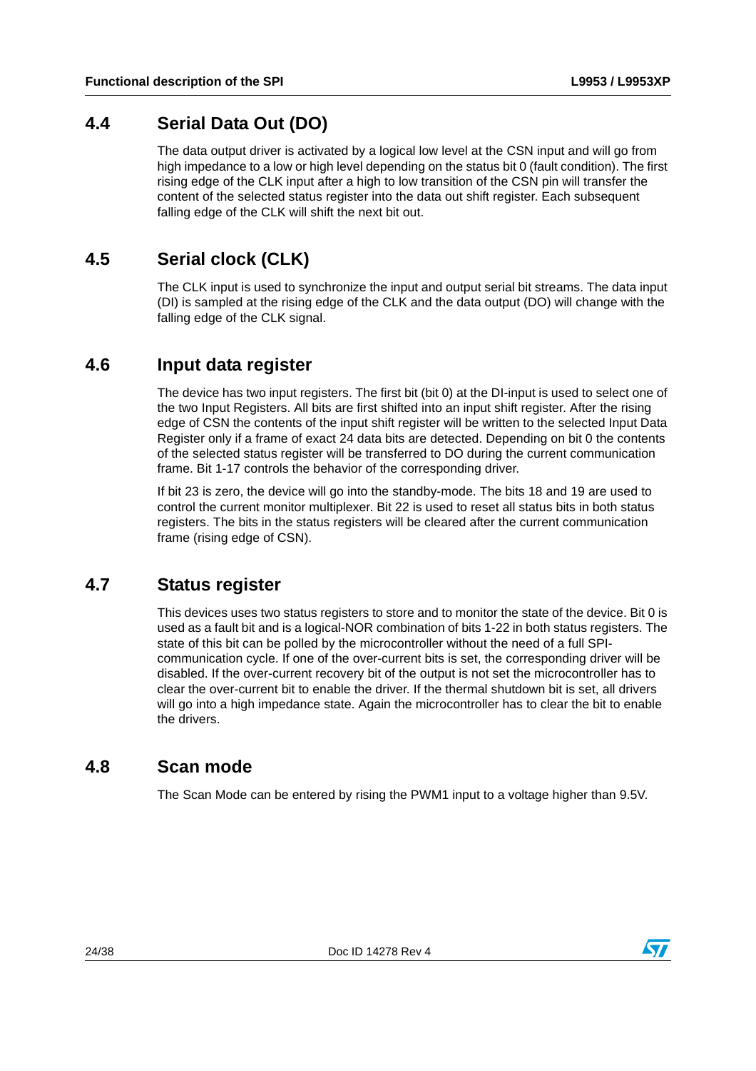## 4.4 Serial Data Out (DO)

The data output driver is activated by a logical low level at the CSN input and will go from high impedance to a low or high level depending on the status bit 0 (fault condition). The first rising edge of the CLK input after a high to low transition of the CSN pin will transfer the content of the selected status register into the data out shift register. Each subsequent falling edge of the CLK will shift the next bit out.

## 4.5 Serial clock (CLK)

The CLK input is used to synchronize the input and output serial bit streams. The data input (DI) is sampled at the rising edge of the CLK and the data output (DO) will change with the falling edge of the CLK signal.

## 4.6 Input data register

The device has two input registers. The first bit (bit 0) at the DI-input is used to select one of the two Input Registers. All bits are first shifted into an input shift register. After the rising edge of CSN the contents of the input shift register will be written to the selected Input Data Register only if a frame of exact 24 data bits are detected. Depending on bit 0 the contents of the selected status register will be transferred to DO during the current communication frame. Bit 1-17 controls the behavior of the corresponding driver.

If bit 23 is zero, the device will go into the standby-mode. The bits 18 and 19 are used to control the current monitor multiplexer. Bit 22 is used to reset all status bits in both status registers. The bits in the status registers will be cleared after the current communication frame (rising edge of CSN).

## 4.7 Status register

This devices uses two status registers to store and to monitor the state of the device. Bit 0 is used as a fault bit and is a logical-NOR combination of bits 1-22 in both status registers. The state of this bit can be polled by the microcontroller without the need of a full SPI-communication cycle. If one of the over-current bits is set, the corresponding driver will be disabled. If the over-current recovery bit of the output is not set the microcontroller has to clear the over-current bit to enable the driver. If the thermal shutdown bit is set, all drivers will go into a high impedance state. Again the microcontroller has to clear the bit to enable the drivers.

## 4.8 Scan mode

The Scan Mode can be entered by rising the PWM1 input to a voltage higher than 9.5V.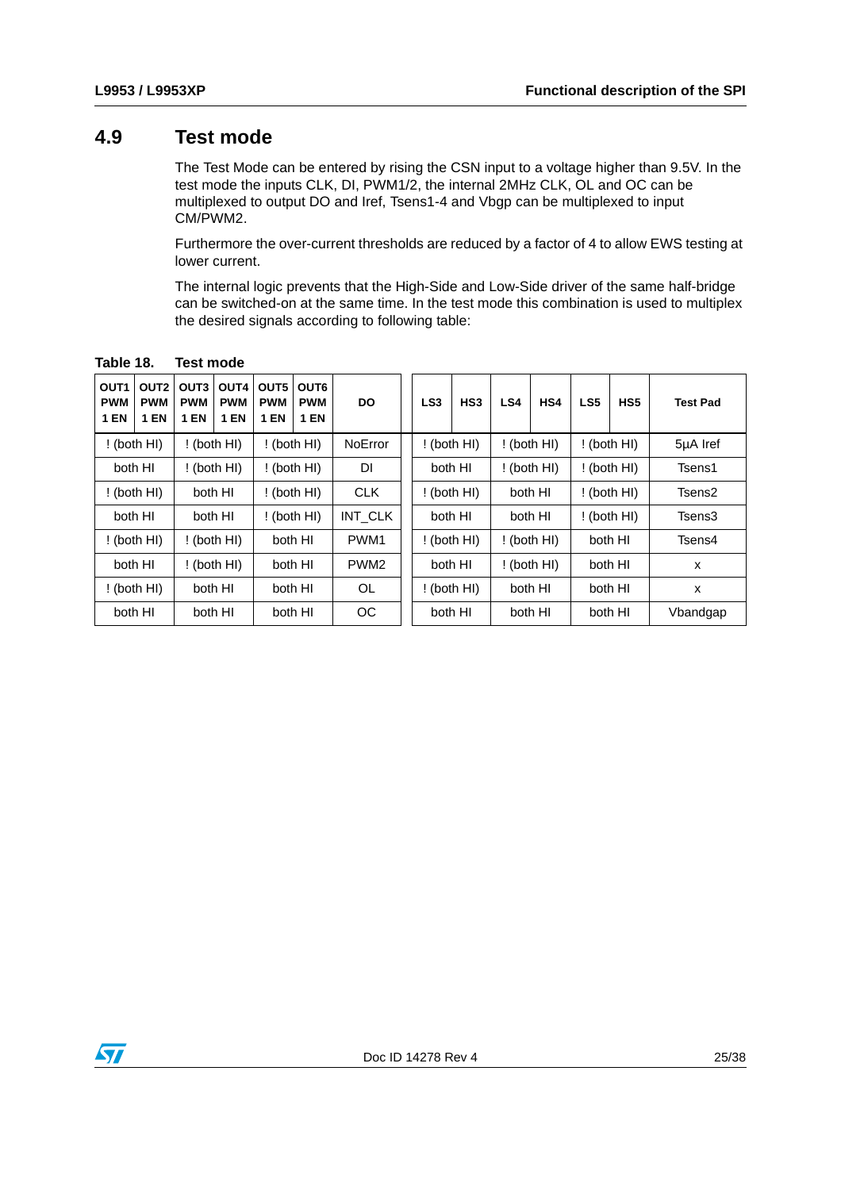## 4.9 Test mode

The Test Mode can be entered by rising the CSN input to a voltage higher than 9.5V. In the test mode the inputs CLK, DI, PWM1/2, the internal 2MHz CLK, OL and OC can be multiplexed to output DO and Iref, Tsens1-4 and Vbgp can be multiplexed to input CM/PWM2.

Furthermore the over-current thresholds are reduced by a factor of 4 to allow EWS testing at lower current.

The internal logic prevents that the High-Side and Low-Side driver of the same half-bridge can be switched-on at the same time. In the test mode this combination is used to multiplex the desired signals according to following table:

**Table 18. Test mode**

| OUT1 PWM 1 EN | OUT2 PWM 1 EN | OUT3 PWM 1 EN | OUT4 PWM 1 EN | OUT5 PWM 1 EN | OUT6 PWM 1 EN | DO | LS3 | HS3 | LS4 | HS4 | LS5 | HS5 | Test Pad |
|---|---|---|---|---|---|---|---|---|---|---|---|---|---|
| ! (both HI) | | ! (both HI) | | ! (both HI) | | NoError | ! (both HI) | | ! (both HI) | | ! (both HI) | | 5µA Iref |
| both HI | | ! (both HI) | | ! (both HI) | | DI | both HI | | ! (both HI) | | ! (both HI) | | Tsens1 |
| ! (both HI) | | both HI | | ! (both HI) | | CLK | ! (both HI) | | both HI | | ! (both HI) | | Tsens2 |
| both HI | | both HI | | ! (both HI) | | INT_CLK | both HI | | both HI | | ! (both HI) | | Tsens3 |
| ! (both HI) | | ! (both HI) | | both HI | | PWM1 | ! (both HI) | | ! (both HI) | | both HI | | Tsens4 |
| both HI | | ! (both HI) | | both HI | | PWM2 | both HI | | ! (both HI) | | both HI | | x |
| ! (both HI) | | both HI | | both HI | | OL | ! (both HI) | | both HI | | both HI | | x |
| both HI | | both HI | | both HI | | OC | both HI | | both HI | | both HI | | Vbandgap |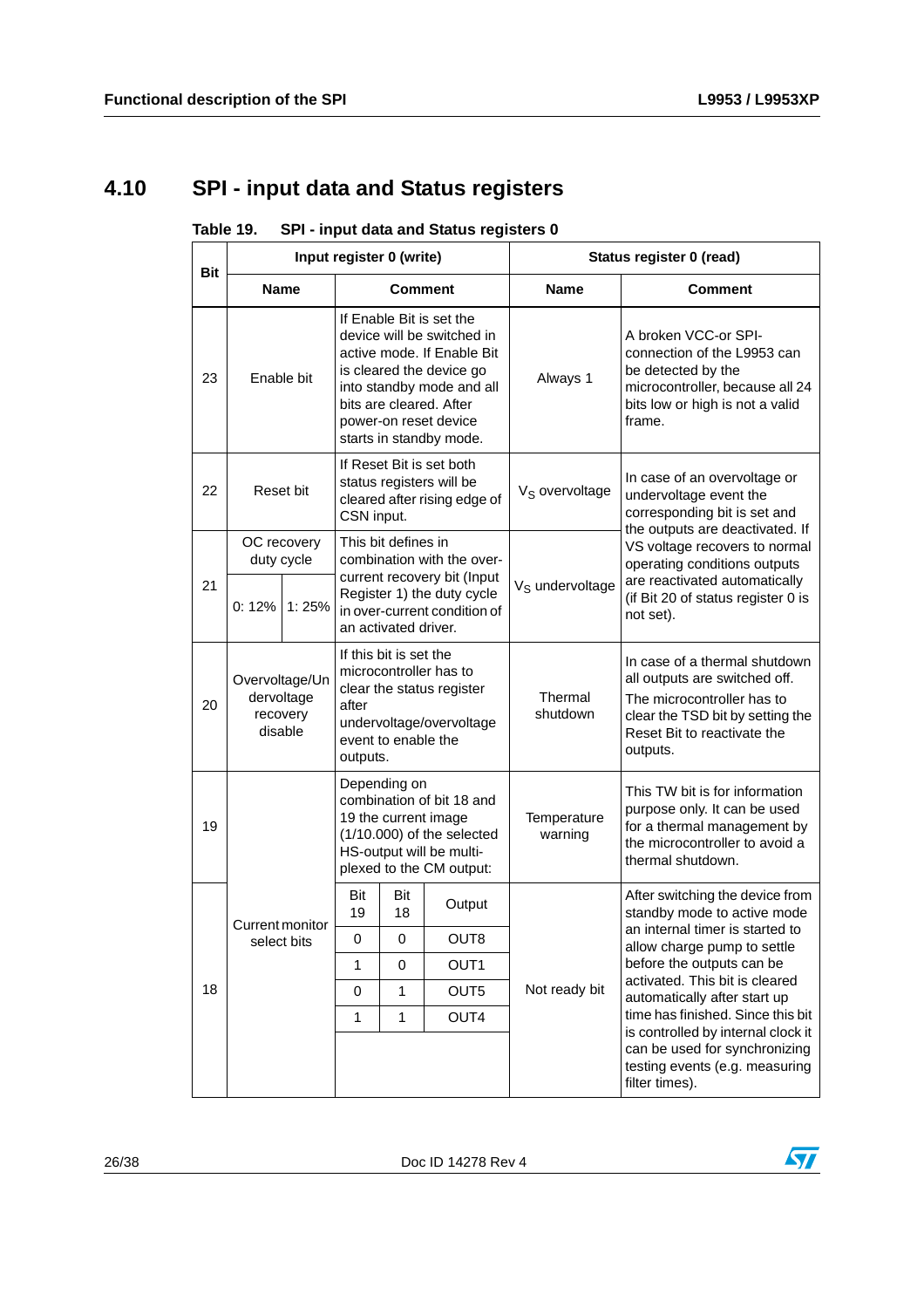## 4.10 SPI - input data and Status registers

**Table 19. SPI - input data and Status registers 0**

| Bit | Input register 0 (write) | | Status register 0 (read) | |
|---|---|---|---|---|
| | **Name** | **Comment** | **Name** | **Comment** |
| 23 | Enable bit | If Enable Bit is set the device will be switched in active mode. If Enable Bit is cleared the device go into standby mode and all bits are cleared. After power-on reset device starts in standby mode. | Always 1 | A broken VCC-or SPI-connection of the L9953 can be detected by the microcontroller, because all 24 bits low or high is not a valid frame. |
| 22 | Reset bit | If Reset Bit is set both status registers will be cleared after rising edge of CSN input. | $V_S$ overvoltage | In case of an overvoltage or undervoltage event the corresponding bit is set and the outputs are deactivated. If VS voltage recovers to normal operating conditions outputs are reactivated automatically (if Bit 20 of status register 0 is not set). |
| 21 | OC recovery duty cycle<br>0: 12% 1: 25% | This bit defines in combination with the over-current recovery bit (Input Register 1) the duty cycle in over-current condition of an activated driver. | $V_S$ undervoltage | |
| 20 | Overvoltage/Undervoltage recovery disable | If this bit is set the microcontroller has to clear the status register after undervoltage/overvoltage event to enable the outputs. | Thermal shutdown | In case of a thermal shutdown all outputs are switched off.<br>The microcontroller has to clear the TSD bit by setting the Reset Bit to reactivate the outputs. |
| 19 | Current monitor select bits | Depending on combination of bit 18 and 19 the current image (1/10.000) of the selected HS-output will be multi-plexed to the CM output: | Temperature warning | This TW bit is for information purpose only. It can be used for a thermal management by the microcontroller to avoid a thermal shutdown. |
| 18 | | Bit 19 / Bit 18 / Output:<br>0 / 0 / OUT8<br>1 / 0 / OUT1<br>0 / 1 / OUT5<br>1 / 1 / OUT4 | Not ready bit | After switching the device from standby mode to active mode an internal timer is started to allow charge pump to settle before the outputs can be activated. This bit is cleared automatically after start up time has finished. Since this bit is controlled by internal clock it can be used for synchronizing testing events (e.g. measuring filter times). |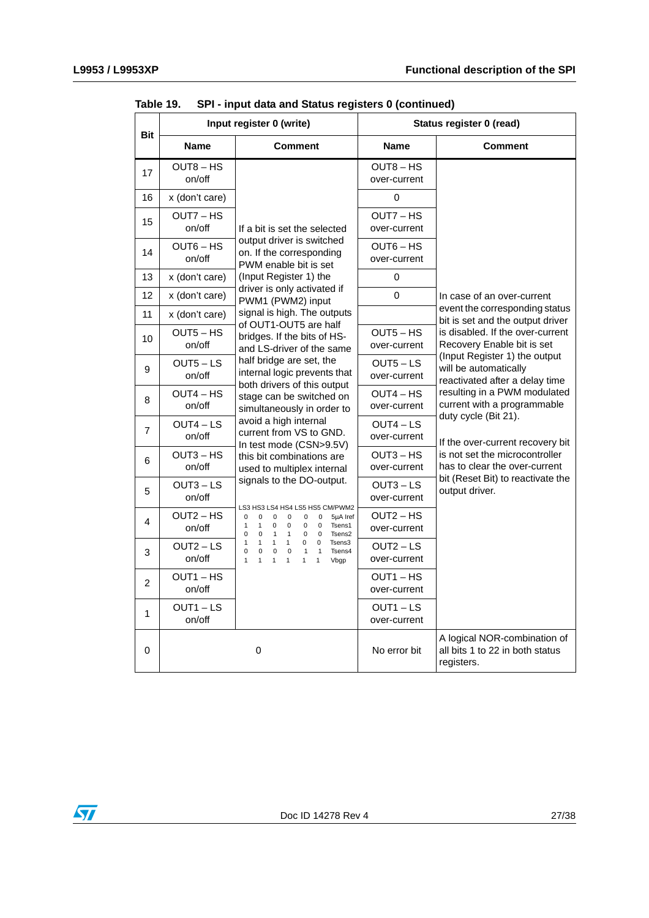Table 19. SPI - input data and Status registers 0 (continued)

| Bit | Input register 0 (write) | | Status register 0 (read) | |
|---|---|---|---|---|
| | Name | Comment | Name | Comment |
| 17 | OUT8 – HS on/off | If a bit is set the selected output driver is switched on. If the corresponding PWM enable bit is set (Input Register 1) the driver is only activated if PWM1 (PWM2) input signal is high. The outputs of OUT1-OUT5 are half bridges. If the bits of HS- and LS-driver of the same half bridge are set, the internal logic prevents that both drivers of this output stage can be switched on simultaneously in order to avoid a high internal current from VS to GND. In test mode (CSN>9.5V) this bit combinations are used to multiplex internal signals to the DO-output. LS3 HS3 LS4 HS4 LS5 HS5 CM/PWM2: 0 0 0 0 0 0 5µA Iref; 1 1 0 0 0 0 Tsens1; 0 0 1 1 0 0 Tsens2; 1 1 1 1 0 0 Tsens3; 0 0 0 0 1 1 Tsens4; 1 1 1 1 1 1 Vbgp | OUT8 – HS over-current | In case of an over-current event the corresponding status bit is set and the output driver is disabled. If the over-current Recovery Enable bit is set (Input Register 1) the output will be automatically reactivated after a delay time resulting in a PWM modulated current with a programmable duty cycle (Bit 21). If the over-current recovery bit is not set the microcontroller has to clear the over-current bit (Reset Bit) to reactivate the output driver. |
| 16 | x (don't care) | | 0 | |
| 15 | OUT7 – HS on/off | | OUT7 – HS over-current | |
| 14 | OUT6 – HS on/off | | OUT6 – HS over-current | |
| 13 | x (don't care) | | 0 | |
| 12 | x (don't care) | | 0 | |
| 11 | x (don't care) | | | |
| 10 | OUT5 – HS on/off | | OUT5 – HS over-current | |
| 9 | OUT5 – LS on/off | | OUT5 – LS over-current | |
| 8 | OUT4 – HS on/off | | OUT4 – HS over-current | |
| 7 | OUT4 – LS on/off | | OUT4 – LS over-current | |
| 6 | OUT3 – HS on/off | | OUT3 – HS over-current | |
| 5 | OUT3 – LS on/off | | OUT3 – LS over-current | |
| 4 | OUT2 – HS on/off | | OUT2 – HS over-current | |
| 3 | OUT2 – LS on/off | | OUT2 – LS over-current | |
| 2 | OUT1 – HS on/off | | OUT1 – HS over-current | |
| 1 | OUT1 – LS on/off | | OUT1 – LS over-current | |
| 0 | 0 | | No error bit | A logical NOR-combination of all bits 1 to 22 in both status registers. |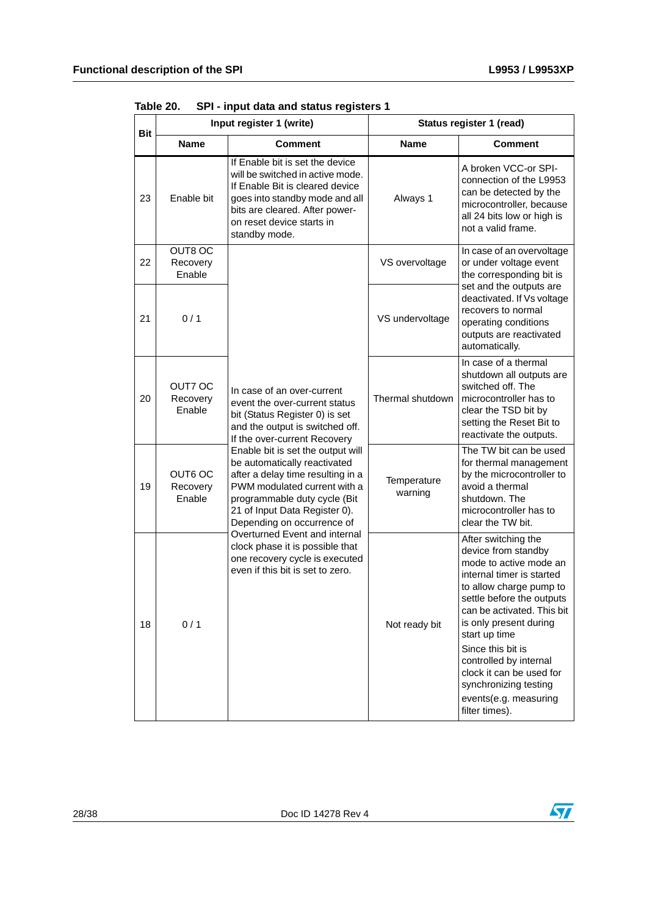Table 20. SPI - input data and status registers 1

| Bit | Input register 1 (write) | | Status register 1 (read) | |
|---|---|---|---|---|
| | Name | Comment | Name | Comment |
| 23 | Enable bit | If Enable bit is set the device will be switched in active mode. If Enable Bit is cleared device goes into standby mode and all bits are cleared. After power-on reset device starts in standby mode. | Always 1 | A broken VCC-or SPI-connection of the L9953 can be detected by the microcontroller, because all 24 bits low or high is not a valid frame. |
| 22 | OUT8 OC Recovery Enable | In case of an over-current event the over-current status bit (Status Register 0) is set and the output is switched off. If the over-current Recovery Enable bit is set the output will be automatically reactivated after a delay time resulting in a PWM modulated current with a programmable duty cycle (Bit 21 of Input Data Register 0). Depending on occurrence of Overturned Event and internal clock phase it is possible that one recovery cycle is executed even if this bit is set to zero. | VS overvoltage | In case of an overvoltage or under voltage event the corresponding bit is set and the outputs are deactivated. If Vs voltage recovers to normal operating conditions outputs are reactivated automatically. |
| 21 | 0 / 1 | | VS undervoltage | |
| 20 | OUT7 OC Recovery Enable | | Thermal shutdown | In case of a thermal shutdown all outputs are switched off. The microcontroller has to clear the TSD bit by setting the Reset Bit to reactivate the outputs. |
| 19 | OUT6 OC Recovery Enable | | Temperature warning | The TW bit can be used for thermal management by the microcontroller to avoid a thermal shutdown. The microcontroller has to clear the TW bit. |
| 18 | 0 / 1 | | Not ready bit | After switching the device from standby mode to active mode an internal timer is started to allow charge pump to settle before the outputs can be activated. This bit is only present during start up time<br>Since this bit is controlled by internal clock it can be used for synchronizing testing events(e.g. measuring filter times). |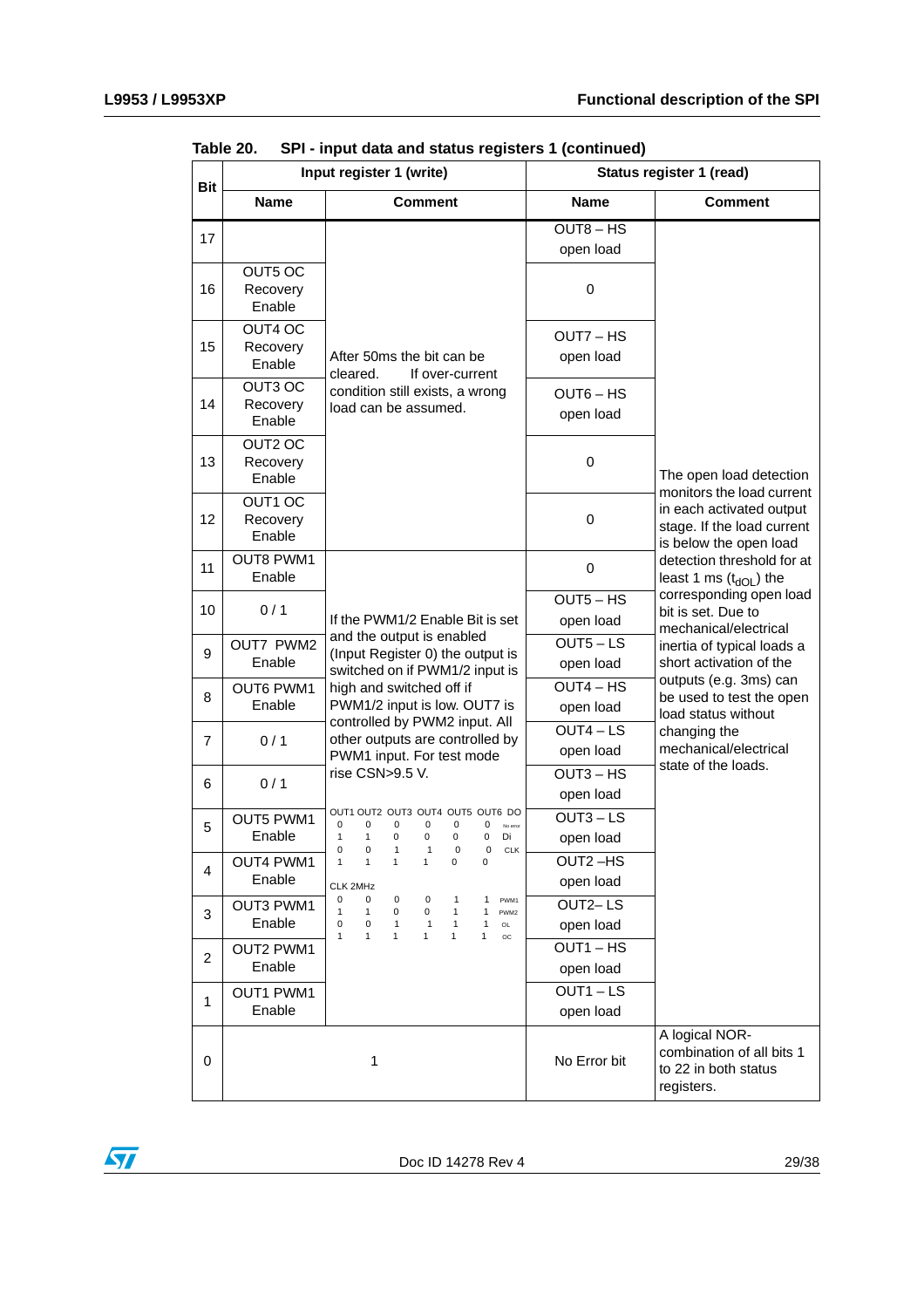Table 20. SPI - input data and status registers 1 (continued)

| Bit | Input register 1 (write) | | Status register 1 (read) | |
|---|---|---|---|---|
| | Name | Comment | Name | Comment |
| 17 | | After 50ms the bit can be cleared. If over-current condition still exists, a wrong load can be assumed. | OUT8 – HS open load | The open load detection monitors the load current in each activated output stage. If the load current is below the open load detection threshold for at least 1 ms ($t_{dOL}$) the corresponding open load bit is set. Due to mechanical/electrical inertia of typical loads a short activation of the outputs (e.g. 3ms) can be used to test the open load status without changing the mechanical/electrical state of the loads. |
| 16 | OUT5 OC Recovery Enable | | 0 | |
| 15 | OUT4 OC Recovery Enable | | OUT7 – HS open load | |
| 14 | OUT3 OC Recovery Enable | | OUT6 – HS open load | |
| 13 | OUT2 OC Recovery Enable | | 0 | |
| 12 | OUT1 OC Recovery Enable | | 0 | |
| 11 | OUT8 PWM1 Enable | If the PWM1/2 Enable Bit is set and the output is enabled (Input Register 0) the output is switched on if PWM1/2 input is high and switched off if PWM1/2 input is low. OUT7 is controlled by PWM2 input. All other outputs are controlled by PWM1 input. For test mode rise CSN>9.5 V. | 0 | |
| 10 | 0 / 1 | | OUT5 – HS open load | |
| 9 | OUT7 PWM2 Enable | | OUT5 – LS open load | |
| 8 | OUT6 PWM1 Enable | | OUT4 – HS open load | |
| 7 | 0 / 1 | | OUT4 – LS open load | |
| 6 | 0 / 1 | | OUT3 – HS open load | |
| 5 | OUT5 PWM1 Enable | OUT1 OUT2 OUT3 OUT4 OUT5 OUT6 DO<br>0 0 0 0 0 0 No error<br>1 1 0 0 0 0 Di<br>0 0 1 1 0 0 CLK<br>1 1 1 1 0 0<br>CLK 2MHz<br>0 0 0 0 1 1 PWM1<br>1 1 0 0 1 1 PWM2<br>0 0 1 1 1 1 OL<br>1 1 1 1 1 1 OC | OUT3 – LS open load | |
| 4 | OUT4 PWM1 Enable | | OUT2 –HS open load | |
| 3 | OUT3 PWM1 Enable | | OUT2– LS open load | |
| 2 | OUT2 PWM1 Enable | | OUT1 – HS open load | |
| 1 | OUT1 PWM1 Enable | | OUT1 – LS open load | |
| 0 | 1 | | No Error bit | A logical NOR-combination of all bits 1 to 22 in both status registers. |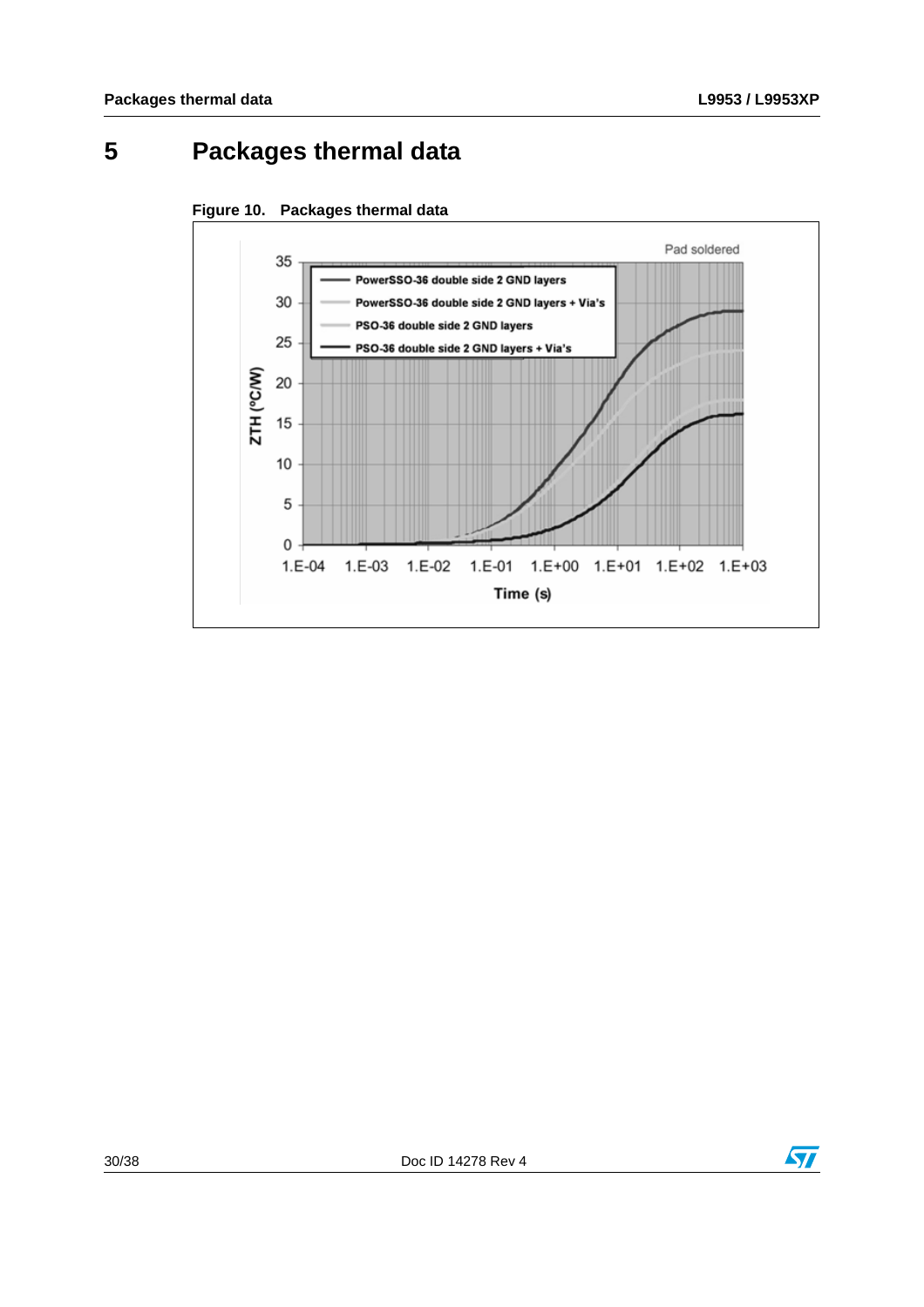# 5 Packages thermal data

**Figure 10. Packages thermal data**

Pad soldered

- PowerSSO-36 double side 2 GND layers
- PowerSSO-36 double side 2 GND layers + Via's
- PSO-36 double side 2 GND layers
- PSO-36 double side 2 GND layers + Via's

ZTH (°C/W): 0, 5, 10, 15, 20, 25, 30, 35

Time (s): 1.E-04, 1.E-03, 1.E-02, 1.E-01, 1.E+00, 1.E+01, 1.E+02, 1.E+03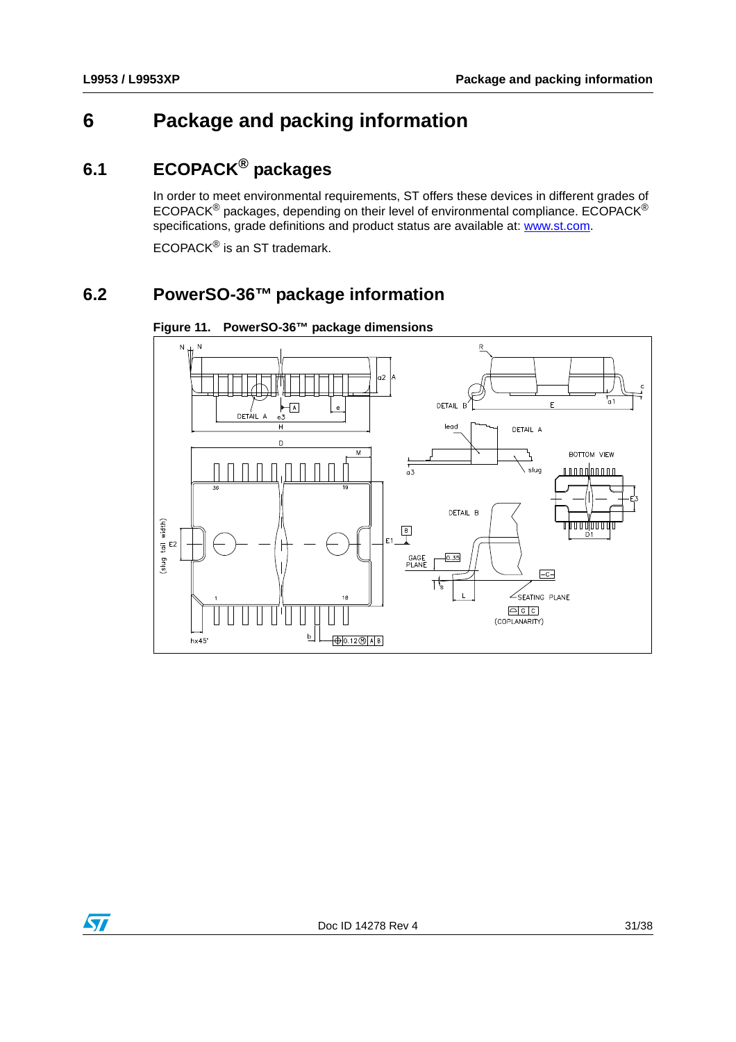# 6 Package and packing information

## 6.1 ECOPACK® packages

In order to meet environmental requirements, ST offers these devices in different grades of ECOPACK® packages, depending on their level of environmental compliance. ECOPACK® specifications, grade definitions and product status are available at: www.st.com.

ECOPACK® is an ST trademark.

## 6.2 PowerSO-36™ package information

**Figure 11. PowerSO-36™ package dimensions**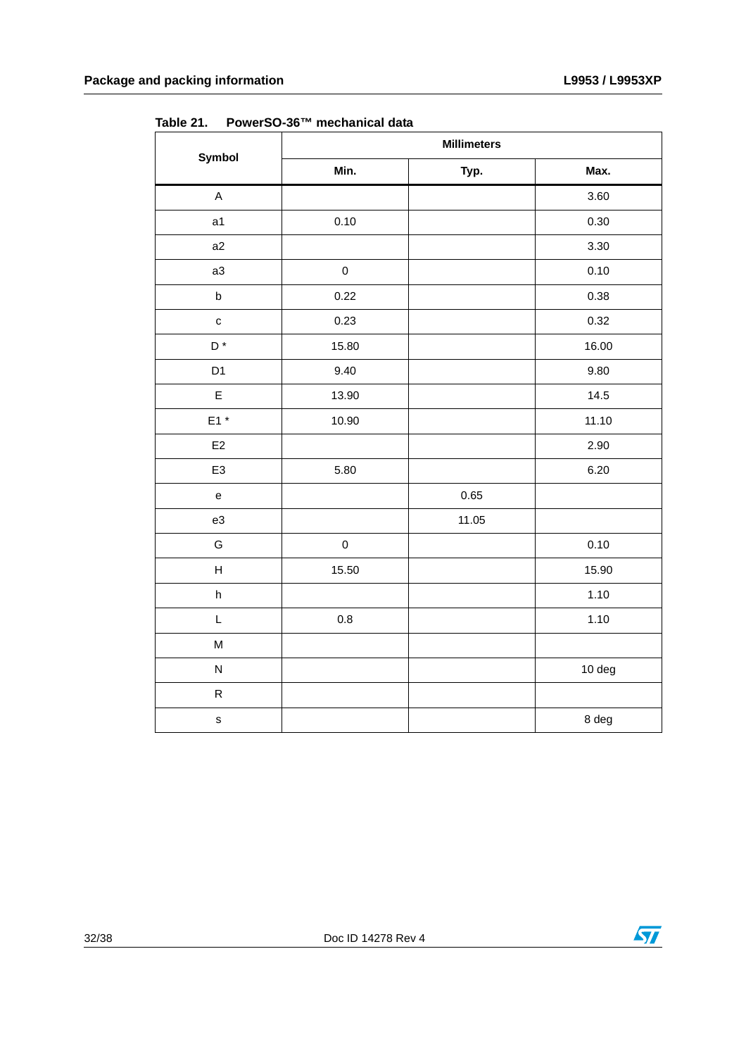Table 21. PowerSO-36™ mechanical data

| Symbol | Millimeters | | |
|---|---|---|---|
| | Min. | Typ. | Max. |
| A | | | 3.60 |
| a1 | 0.10 | | 0.30 |
| a2 | | | 3.30 |
| a3 | 0 | | 0.10 |
| b | 0.22 | | 0.38 |
| c | 0.23 | | 0.32 |
| D * | 15.80 | | 16.00 |
| D1 | 9.40 | | 9.80 |
| E | 13.90 | | 14.5 |
| E1 * | 10.90 | | 11.10 |
| E2 | | | 2.90 |
| E3 | 5.80 | | 6.20 |
| e | | 0.65 | |
| e3 | | 11.05 | |
| G | 0 | | 0.10 |
| H | 15.50 | | 15.90 |
| h | | | 1.10 |
| L | 0.8 | | 1.10 |
| M | | | |
| N | | | 10 deg |
| R | | | |
| s | | | 8 deg |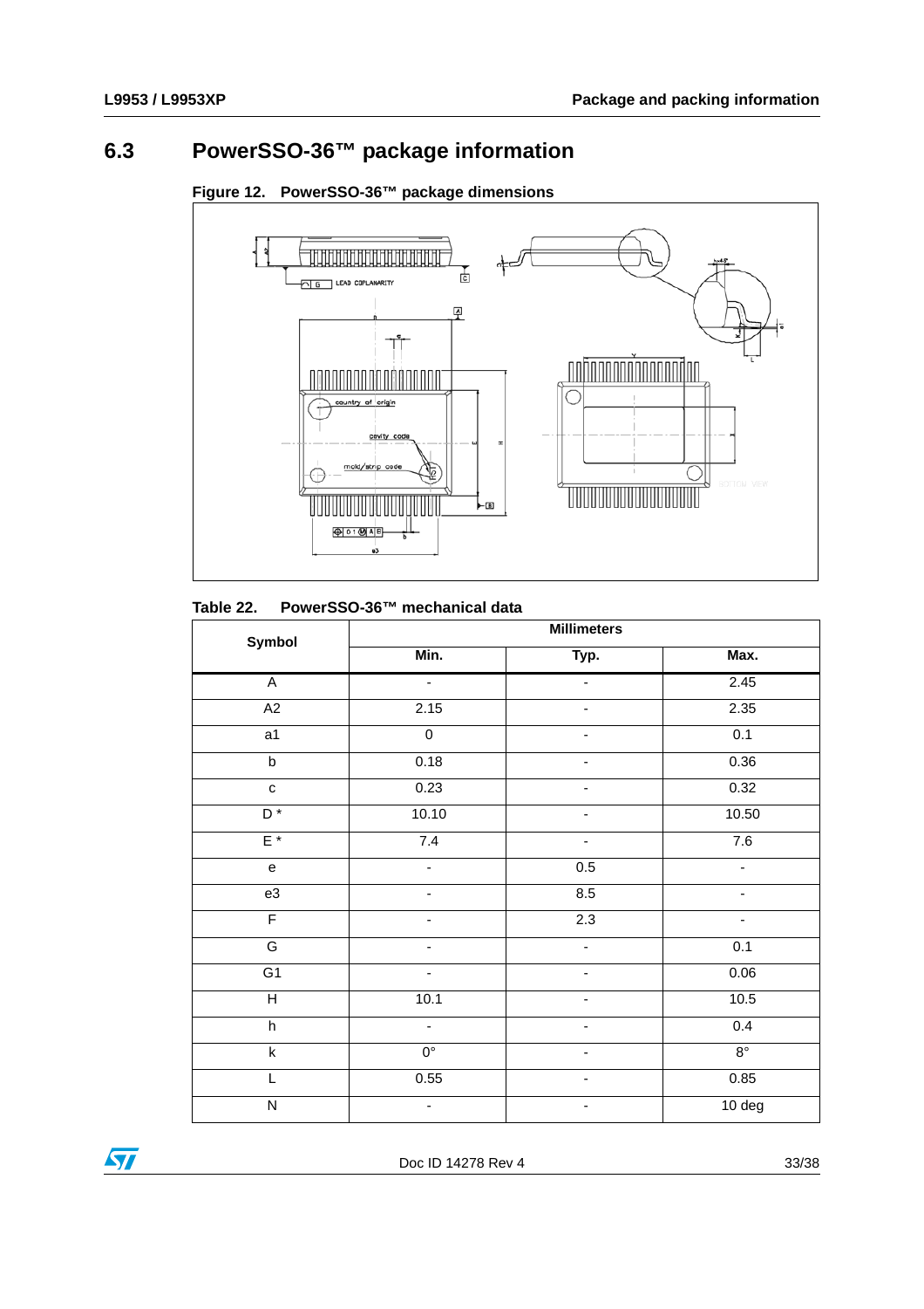## 6.3 PowerSSO-36™ package information

**Figure 12. PowerSSO-36™ package dimensions**

**Table 22. PowerSSO-36™ mechanical data**

| Symbol | Millimeters | | |
|---|---|---|---|
| | Min. | Typ. | Max. |
| A | - | - | 2.45 |
| A2 | 2.15 | - | 2.35 |
| a1 | 0 | - | 0.1 |
| b | 0.18 | - | 0.36 |
| c | 0.23 | - | 0.32 |
| D * | 10.10 | - | 10.50 |
| E * | 7.4 | - | 7.6 |
| e | - | 0.5 | - |
| e3 | - | 8.5 | - |
| F | - | 2.3 | - |
| G | - | - | 0.1 |
| G1 | - | - | 0.06 |
| H | 10.1 | - | 10.5 |
| h | - | - | 0.4 |
| k | 0° | - | 8° |
| L | 0.55 | - | 0.85 |
| N | - | - | 10 deg |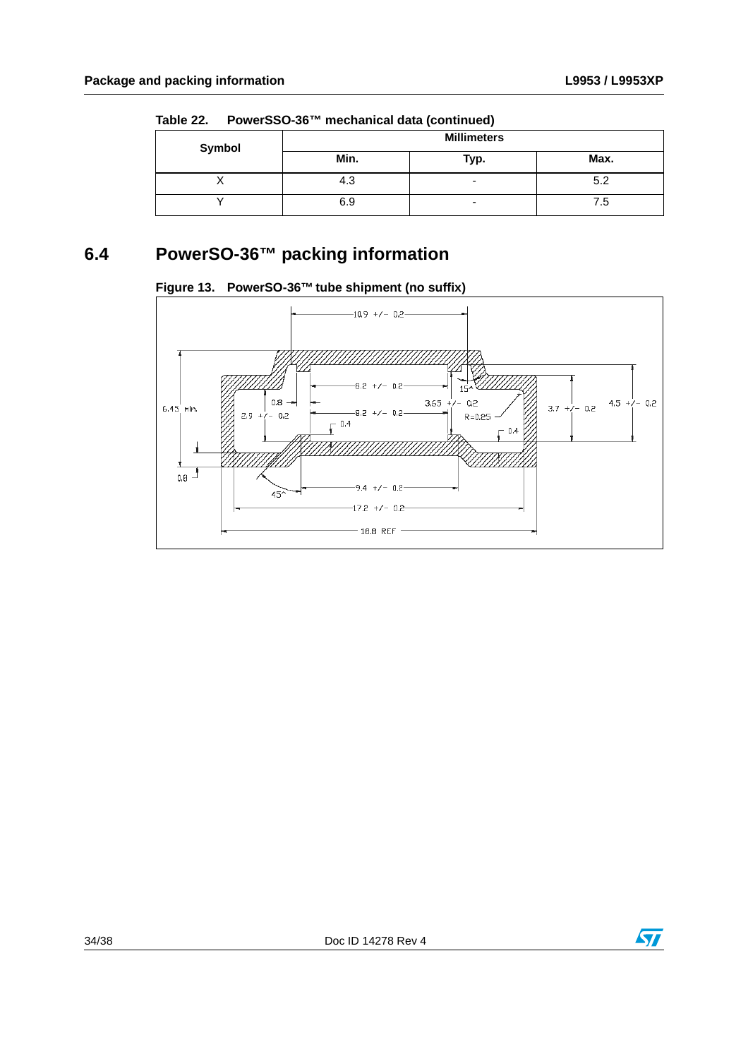Table 22. PowerSSO-36™ mechanical data (continued)

| Symbol | Millimeters | | |
|---|---|---|---|
| | Min. | Typ. | Max. |
| X | 4.3 | - | 5.2 |
| Y | 6.9 | - | 7.5 |

## 6.4 PowerSO-36™ packing information

Figure 13. PowerSO-36™ tube shipment (no suffix)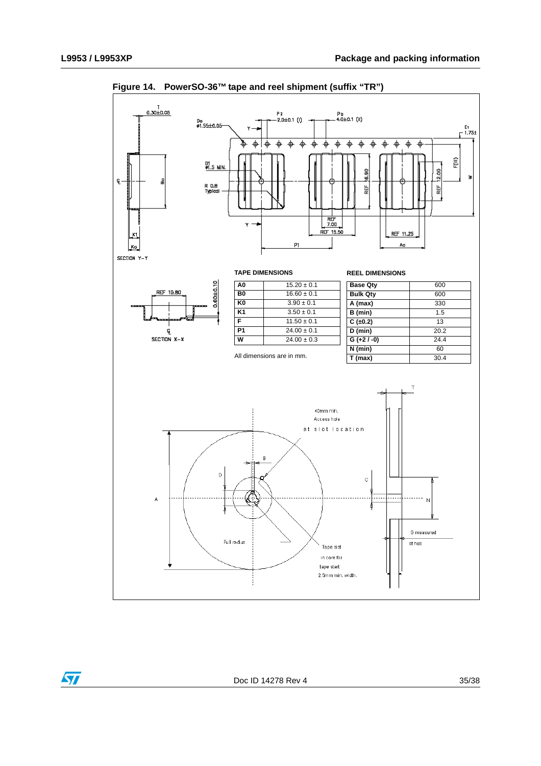Figure 14. PowerSO-36™ tape and reel shipment (suffix "TR")

**TAPE DIMENSIONS**

| | |
|---|---|
| A0 | 15.20 ± 0.1 |
| B0 | 16.60 ± 0.1 |
| K0 | 3.90 ± 0.1 |
| K1 | 3.50 ± 0.1 |
| F | 11.50 ± 0.1 |
| P1 | 24.00 ± 0.1 |
| W | 24.00 ± 0.3 |

All dimensions are in mm.

**REEL DIMENSIONS**

| | |
|---|---|
| Base Qty | 600 |
| Bulk Qty | 600 |
| A (max) | 330 |
| B (min) | 1.5 |
| C (±0.2) | 13 |
| D (min) | 20.2 |
| G (+2 / -0) | 24.4 |
| N (min) | 60 |
| T (max) | 30.4 |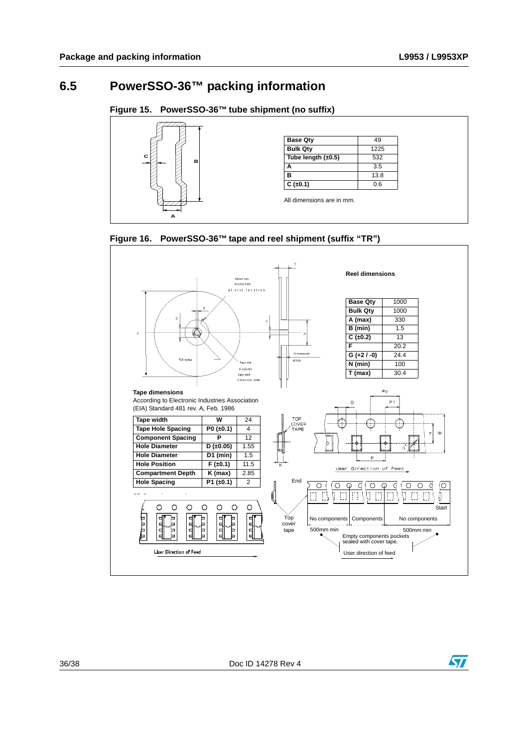## 6.5 PowerSSO-36™ packing information

**Figure 15. PowerSSO-36™ tube shipment (no suffix)**

| Base Qty | 49 |
|---|---|
| Bulk Qty | 1225 |
| Tube length (±0.5) | 532 |
| A | 3.5 |
| B | 13.8 |
| C (±0.1) | 0.6 |

All dimensions are in mm.

**Figure 16. PowerSSO-36™ tape and reel shipment (suffix "TR")**

**Reel dimensions**

| Base Qty | 1000 |
|---|---|
| Bulk Qty | 1000 |
| A (max) | 330 |
| B (min) | 1.5 |
| C (±0.2) | 13 |
| F | 20.2 |
| G (+2 / -0) | 24.4 |
| N (min) | 100 |
| T (max) | 30.4 |

**Tape dimensions**

According to Electronic Industries Association (EIA) Standard 481 rev. A, Feb. 1986

| Tape width | W | 24 |
|---|---|---|
| Tape Hole Spacing | P0 (±0.1) | 4 |
| Component Spacing | P | 12 |
| Hole Diameter | D (±0.05) | 1.55 |
| Hole Diameter | D1 (min) | 1.5 |
| Hole Position | F (±0.1) | 11.5 |
| Compartment Depth | K (max) | 2.85 |
| Hole Spacing | P1 (±0.1) | 2 |

All dimensions are in mm.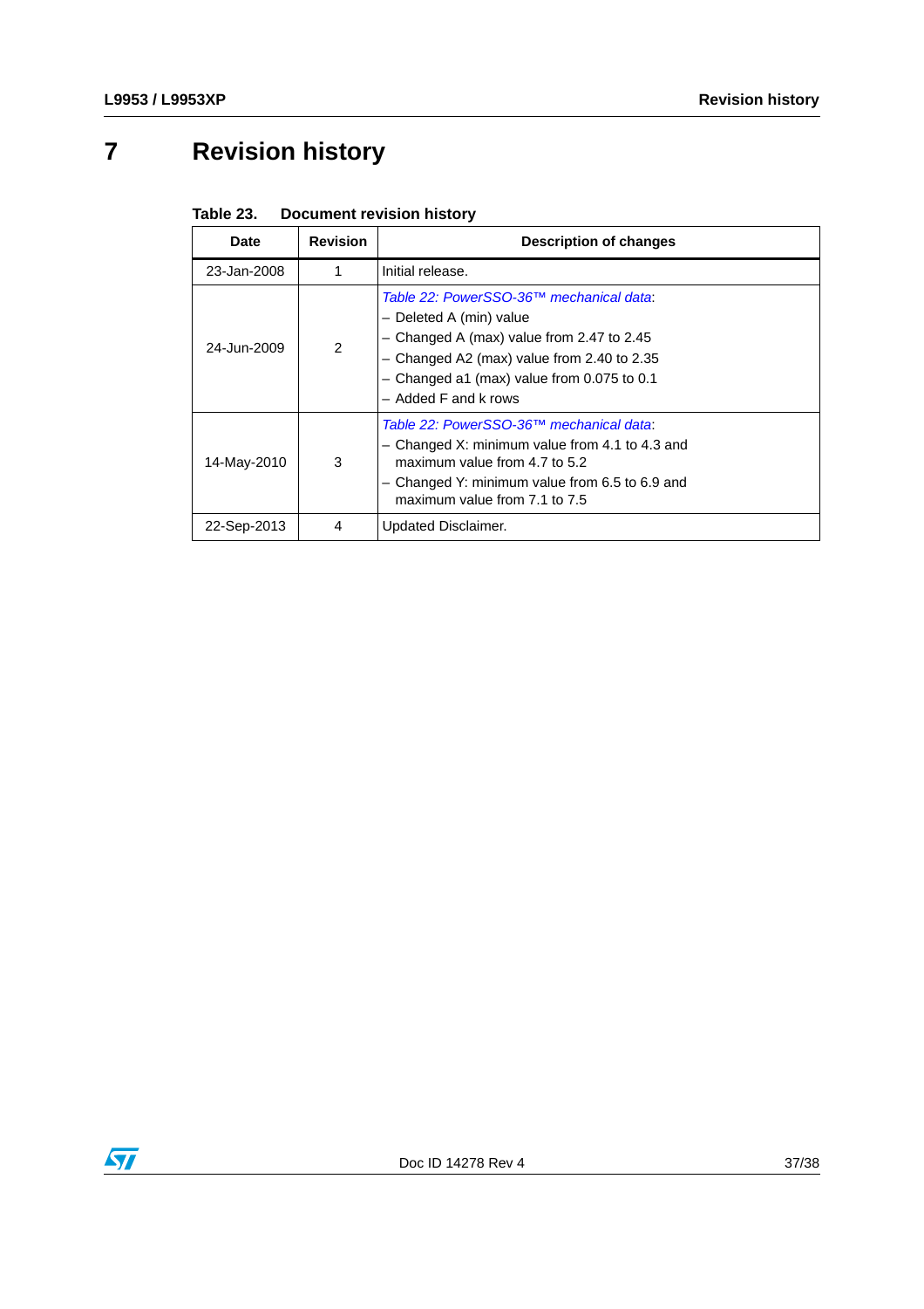# 7 Revision history

**Table 23. Document revision history**

| Date | Revision | Description of changes |
|---|---|---|
| 23-Jan-2008 | 1 | Initial release. |
| 24-Jun-2009 | 2 | *Table 22: PowerSSO-36™ mechanical data*:<br>– Deleted A (min) value<br>– Changed A (max) value from 2.47 to 2.45<br>– Changed A2 (max) value from 2.40 to 2.35<br>– Changed a1 (max) value from 0.075 to 0.1<br>– Added F and k rows |
| 14-May-2010 | 3 | *Table 22: PowerSSO-36™ mechanical data*:<br>– Changed X: minimum value from 4.1 to 4.3 and maximum value from 4.7 to 5.2<br>– Changed Y: minimum value from 6.5 to 6.9 and maximum value from 7.1 to 7.5 |
| 22-Sep-2013 | 4 | Updated Disclaimer. |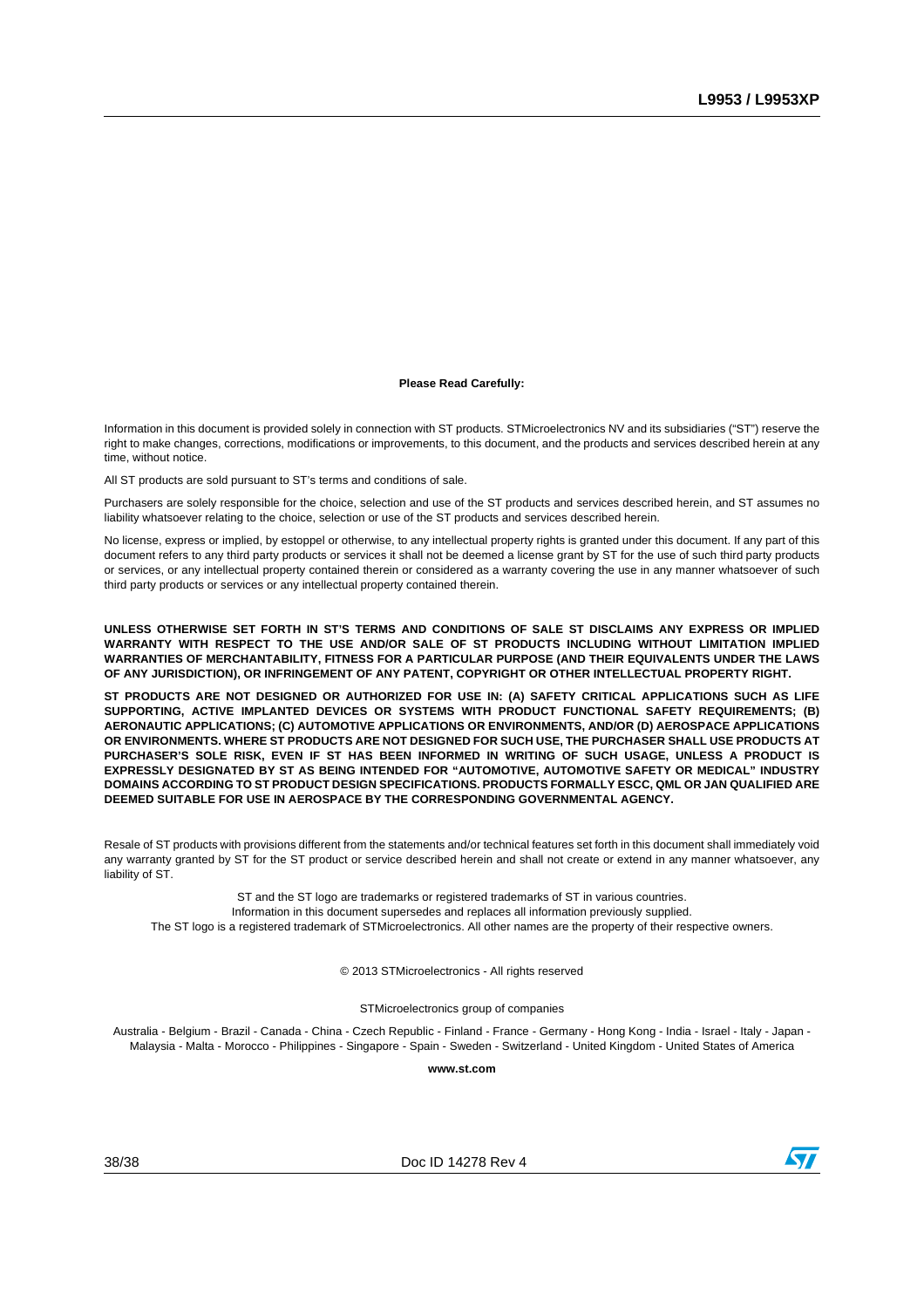**Please Read Carefully:**

Information in this document is provided solely in connection with ST products. STMicroelectronics NV and its subsidiaries ("ST") reserve the right to make changes, corrections, modifications or improvements, to this document, and the products and services described herein at any time, without notice.

All ST products are sold pursuant to ST's terms and conditions of sale.

Purchasers are solely responsible for the choice, selection and use of the ST products and services described herein, and ST assumes no liability whatsoever relating to the choice, selection or use of the ST products and services described herein.

No license, express or implied, by estoppel or otherwise, to any intellectual property rights is granted under this document. If any part of this document refers to any third party products or services it shall not be deemed a license grant by ST for the use of such third party products or services, or any intellectual property contained therein or considered as a warranty covering the use in any manner whatsoever of such third party products or services or any intellectual property contained therein.

**UNLESS OTHERWISE SET FORTH IN ST'S TERMS AND CONDITIONS OF SALE ST DISCLAIMS ANY EXPRESS OR IMPLIED WARRANTY WITH RESPECT TO THE USE AND/OR SALE OF ST PRODUCTS INCLUDING WITHOUT LIMITATION IMPLIED WARRANTIES OF MERCHANTABILITY, FITNESS FOR A PARTICULAR PURPOSE (AND THEIR EQUIVALENTS UNDER THE LAWS OF ANY JURISDICTION), OR INFRINGEMENT OF ANY PATENT, COPYRIGHT OR OTHER INTELLECTUAL PROPERTY RIGHT.**

**ST PRODUCTS ARE NOT DESIGNED OR AUTHORIZED FOR USE IN: (A) SAFETY CRITICAL APPLICATIONS SUCH AS LIFE SUPPORTING, ACTIVE IMPLANTED DEVICES OR SYSTEMS WITH PRODUCT FUNCTIONAL SAFETY REQUIREMENTS; (B) AERONAUTIC APPLICATIONS; (C) AUTOMOTIVE APPLICATIONS OR ENVIRONMENTS, AND/OR (D) AEROSPACE APPLICATIONS OR ENVIRONMENTS. WHERE ST PRODUCTS ARE NOT DESIGNED FOR SUCH USE, THE PURCHASER SHALL USE PRODUCTS AT PURCHASER'S SOLE RISK, EVEN IF ST HAS BEEN INFORMED IN WRITING OF SUCH USAGE, UNLESS A PRODUCT IS EXPRESSLY DESIGNATED BY ST AS BEING INTENDED FOR "AUTOMOTIVE, AUTOMOTIVE SAFETY OR MEDICAL" INDUSTRY DOMAINS ACCORDING TO ST PRODUCT DESIGN SPECIFICATIONS. PRODUCTS FORMALLY ESCC, QML OR JAN QUALIFIED ARE DEEMED SUITABLE FOR USE IN AEROSPACE BY THE CORRESPONDING GOVERNMENTAL AGENCY.**

Resale of ST products with provisions different from the statements and/or technical features set forth in this document shall immediately void any warranty granted by ST for the ST product or service described herein and shall not create or extend in any manner whatsoever, any liability of ST.

ST and the ST logo are trademarks or registered trademarks of ST in various countries.
Information in this document supersedes and replaces all information previously supplied.
The ST logo is a registered trademark of STMicroelectronics. All other names are the property of their respective owners.

© 2013 STMicroelectronics - All rights reserved

STMicroelectronics group of companies

Australia - Belgium - Brazil - Canada - China - Czech Republic - Finland - France - Germany - Hong Kong - India - Israel - Italy - Japan - Malaysia - Malta - Morocco - Philippines - Singapore - Spain - Sweden - Switzerland - United Kingdom - United States of America

**www.st.com**